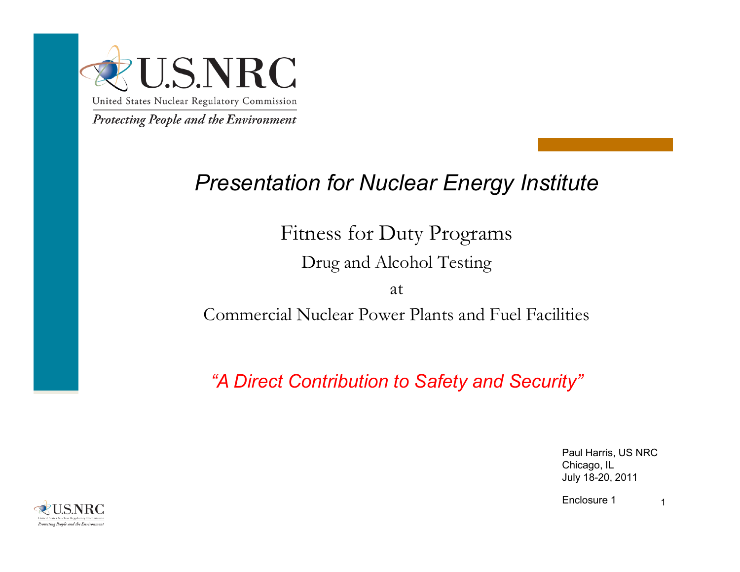U.S.NRC

United States Nuclear Regulatory Commission

*Protecting People and the Environment*

# *Presentation for Nuclear Energy Institute*

## Fitness for Duty Programs

### Drug and Alcohol Testing

at

### Commercial Nuclear Power Plants and Fuel Facilities

*"A Direct Contribution to Safety and Security"*

Paul Harris, US NRC
Chicago, IL
July 18-20, 2011

Enclosure 1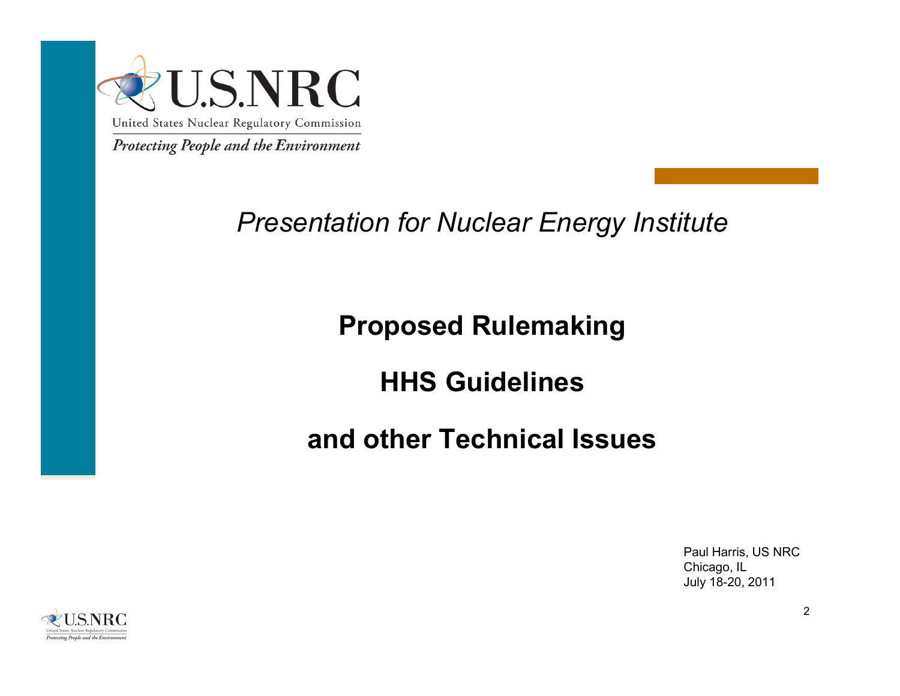*Presentation for Nuclear Energy Institute*

# Proposed Rulemaking

# HHS Guidelines

# and other Technical Issues

Paul Harris, US NRC
Chicago, IL
July 18-20, 2011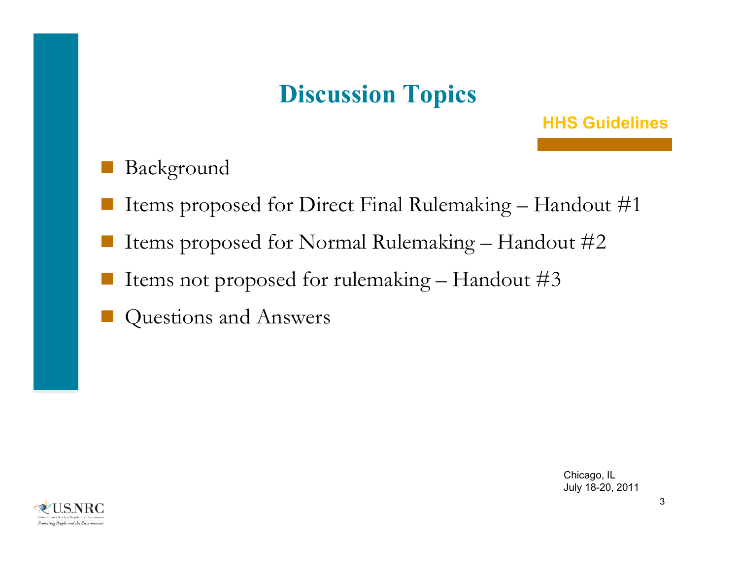# Discussion Topics

HHS Guidelines

- Background
- Items proposed for Direct Final Rulemaking – Handout #1
- Items proposed for Normal Rulemaking – Handout #2
- Items not proposed for rulemaking – Handout #3
- Questions and Answers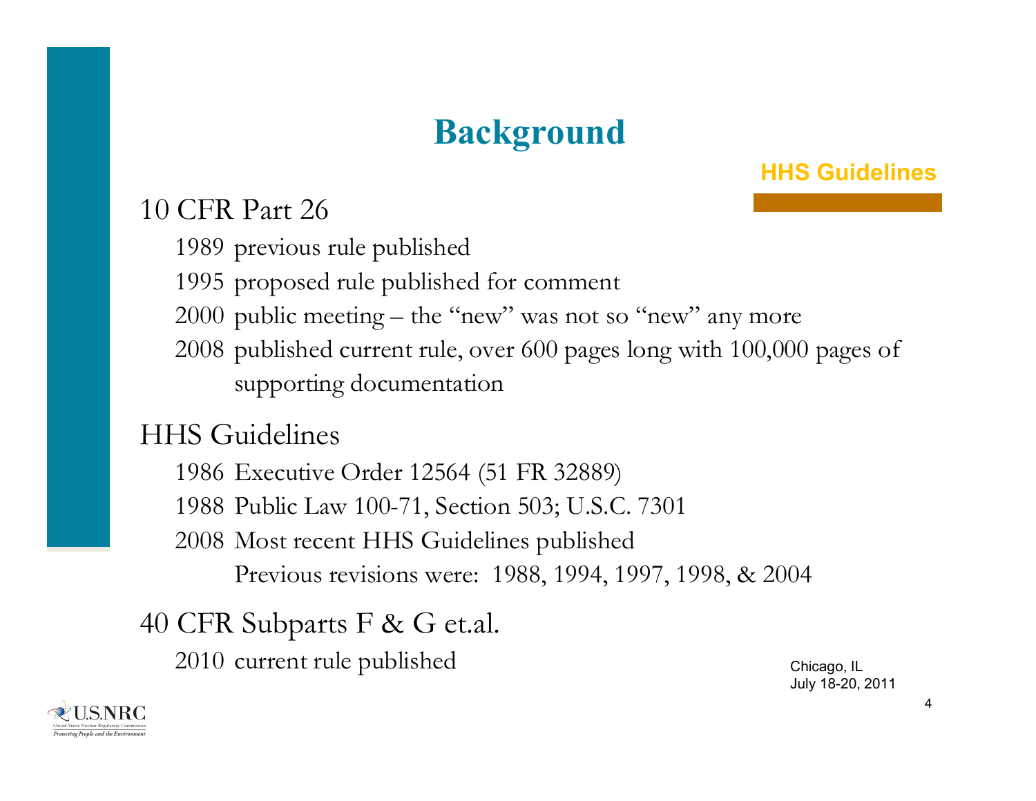# Background

HHS Guidelines

10 CFR Part 26

- 1989 previous rule published
- 1995 proposed rule published for comment
- 2000 public meeting – the "new" was not so "new" any more
- 2008 published current rule, over 600 pages long with 100,000 pages of supporting documentation

HHS Guidelines

- 1986 Executive Order 12564 (51 FR 32889)
- 1988 Public Law 100-71, Section 503; U.S.C. 7301
- 2008 Most recent HHS Guidelines published
  Previous revisions were: 1988, 1994, 1997, 1998, & 2004

40 CFR Subparts F & G et.al.

- 2010 current rule published

Chicago, IL
July 18-20, 2011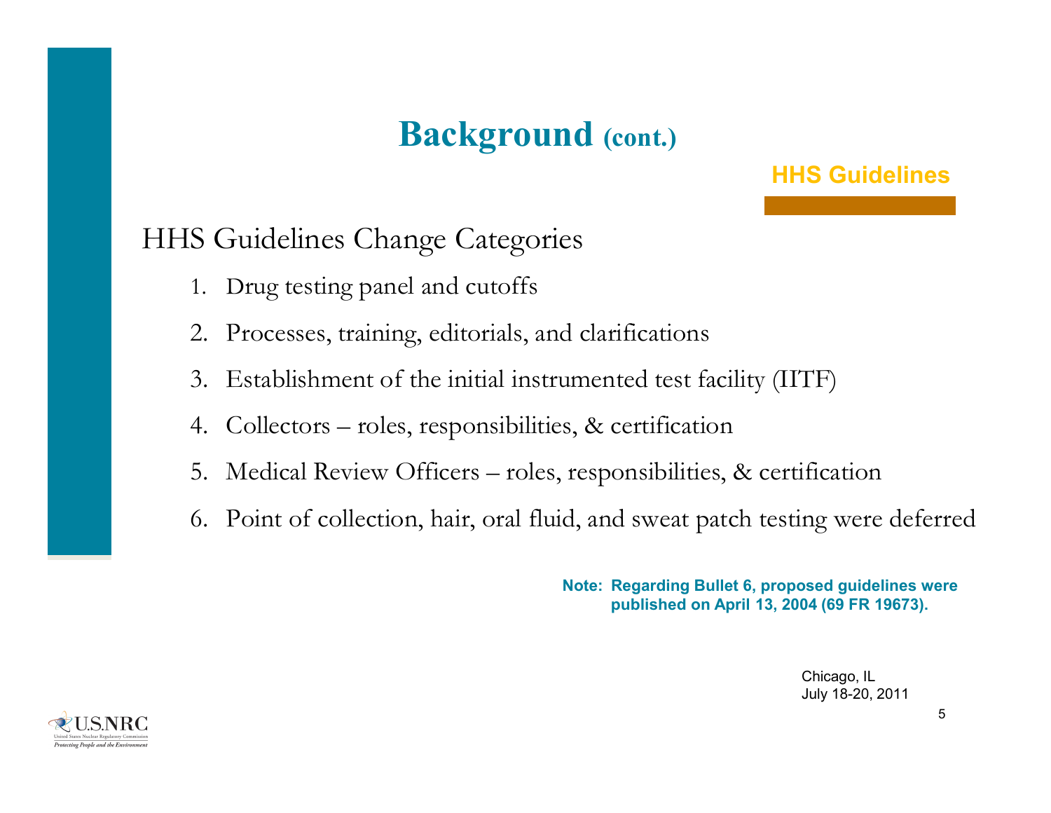# Background (cont.)

**HHS Guidelines**

HHS Guidelines Change Categories

1. Drug testing panel and cutoffs
2. Processes, training, editorials, and clarifications
3. Establishment of the initial instrumented test facility (IITF)
4. Collectors – roles, responsibilities, & certification
5. Medical Review Officers – roles, responsibilities, & certification
6. Point of collection, hair, oral fluid, and sweat patch testing were deferred

**Note: Regarding Bullet 6, proposed guidelines were published on April 13, 2004 (69 FR 19673).**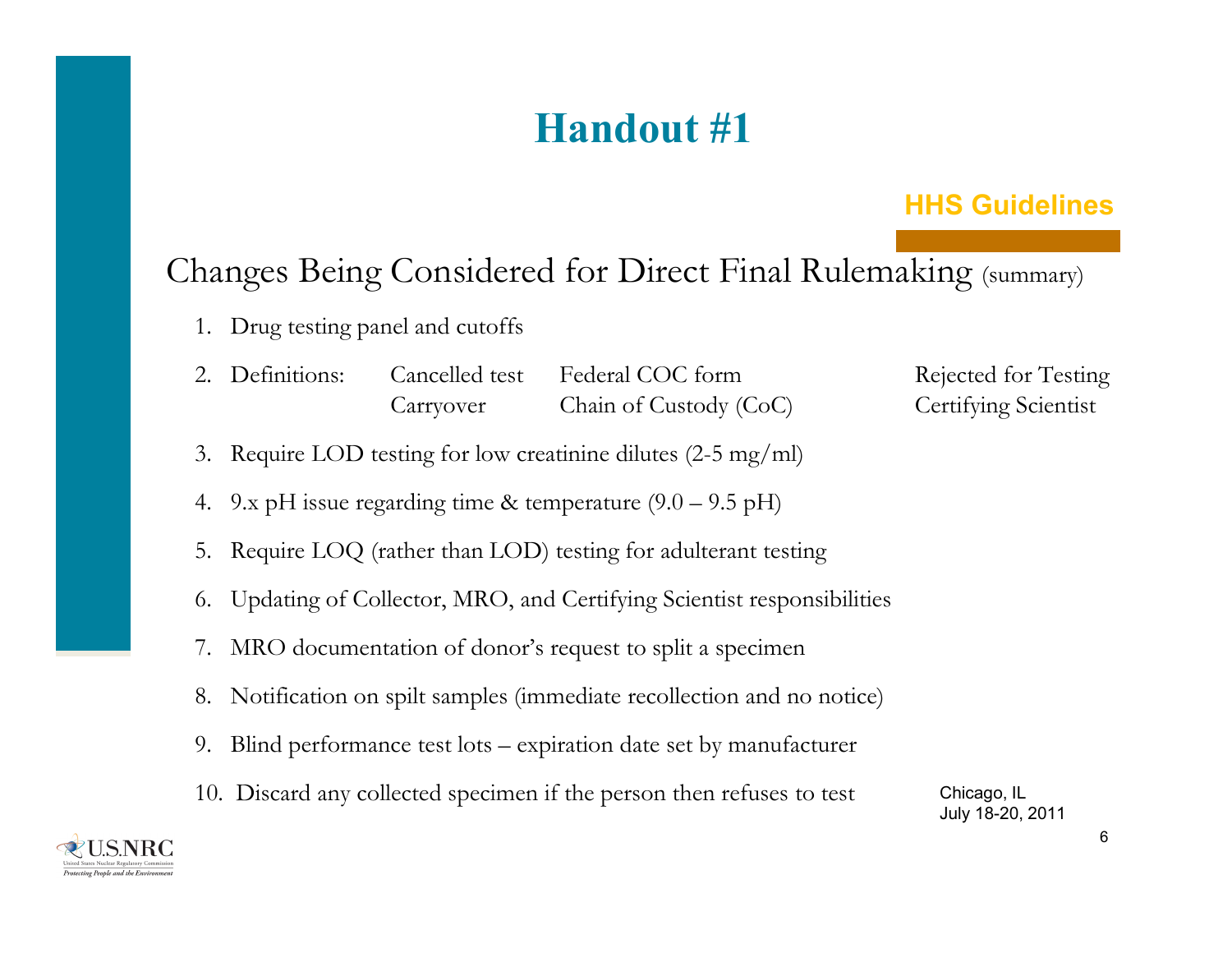# Handout #1

**HHS Guidelines**

## Changes Being Considered for Direct Final Rulemaking (summary)

1. Drug testing panel and cutoffs
2. Definitions: Cancelled test, Carryover, Federal COC form, Chain of Custody (CoC), Rejected for Testing, Certifying Scientist
3. Require LOD testing for low creatinine dilutes (2-5 mg/ml)
4. 9.x pH issue regarding time & temperature (9.0 – 9.5 pH)
5. Require LOQ (rather than LOD) testing for adulterant testing
6. Updating of Collector, MRO, and Certifying Scientist responsibilities
7. MRO documentation of donor's request to split a specimen
8. Notification on spilt samples (immediate recollection and no notice)
9. Blind performance test lots – expiration date set by manufacturer
10. Discard any collected specimen if the person then refuses to test

Chicago, IL
July 18-20, 2011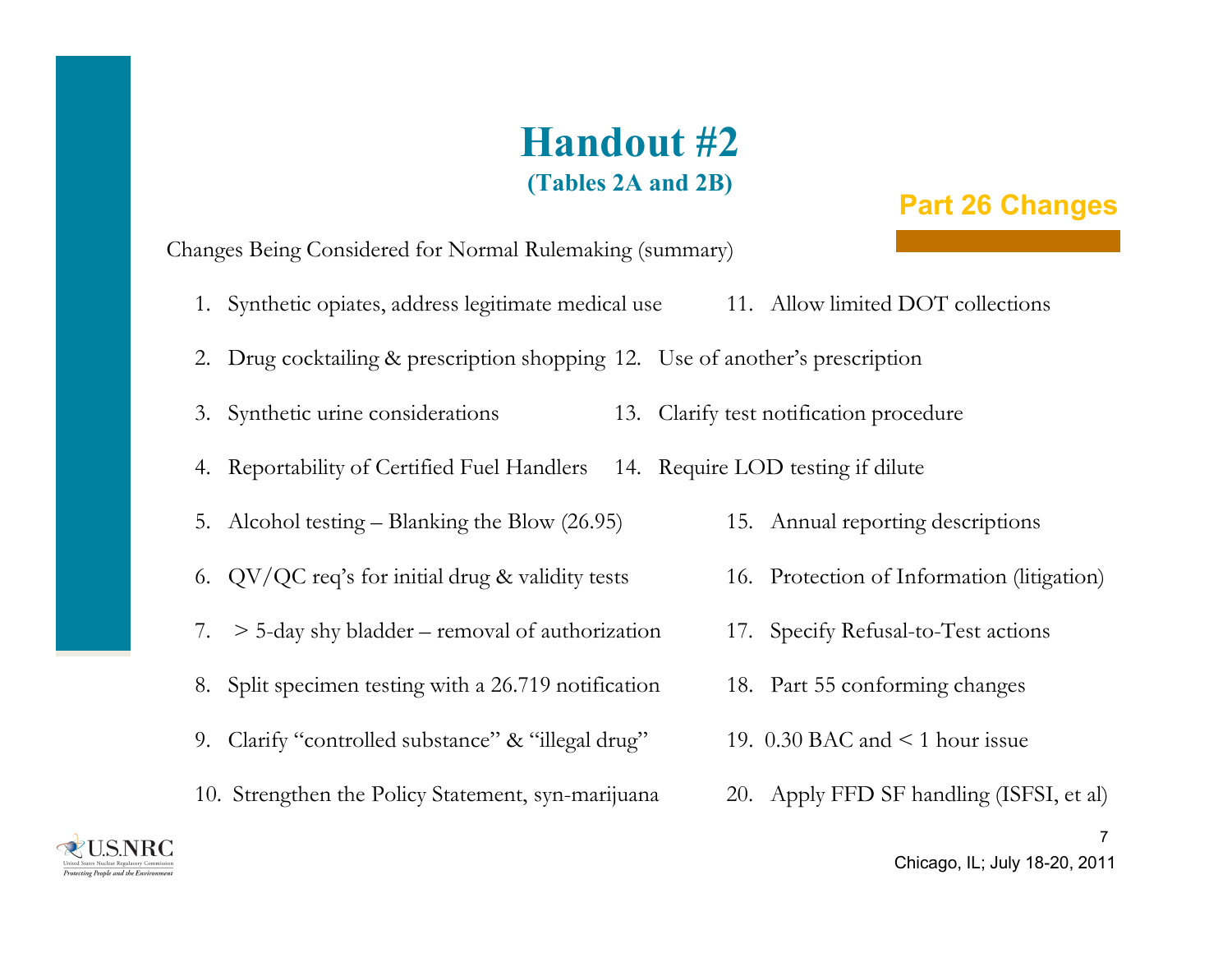# Handout #2

**(Tables 2A and 2B)**

**Part 26 Changes**

Changes Being Considered for Normal Rulemaking (summary)

1. Synthetic opiates, address legitimate medical use
2. Drug cocktailing & prescription shopping
3. Synthetic urine considerations
4. Reportability of Certified Fuel Handlers
5. Alcohol testing – Blanking the Blow (26.95)
6. QV/QC req's for initial drug & validity tests
7. > 5-day shy bladder – removal of authorization
8. Split specimen testing with a 26.719 notification
9. Clarify "controlled substance" & "illegal drug"
10. Strengthen the Policy Statement, syn-marijuana
11. Allow limited DOT collections
12. Use of another's prescription
13. Clarify test notification procedure
14. Require LOD testing if dilute
15. Annual reporting descriptions
16. Protection of Information (litigation)
17. Specify Refusal-to-Test actions
18. Part 55 conforming changes
19. 0.30 BAC and < 1 hour issue
20. Apply FFD SF handling (ISFSI, et al)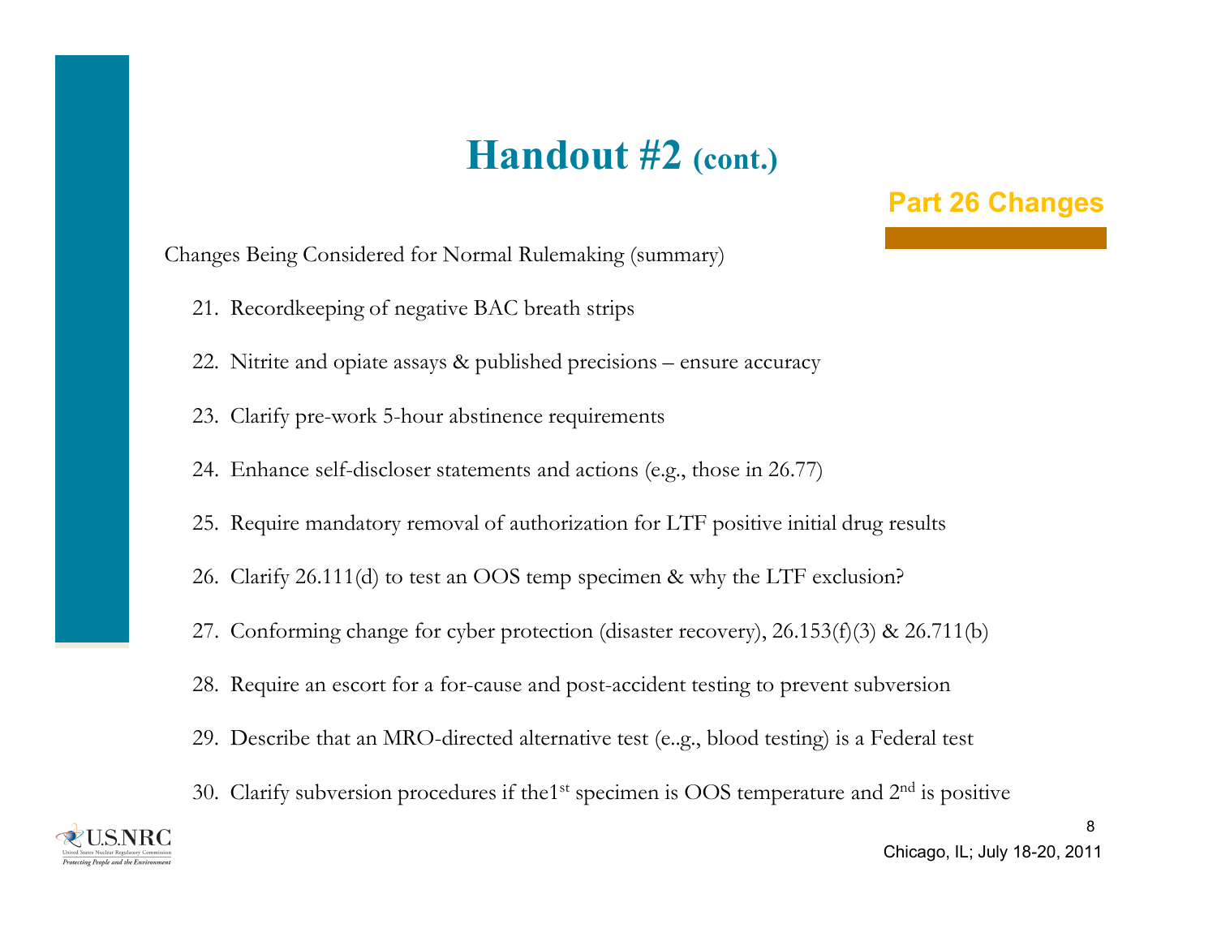# Handout #2 (cont.)

**Part 26 Changes**

Changes Being Considered for Normal Rulemaking (summary)

21. Recordkeeping of negative BAC breath strips
22. Nitrite and opiate assays & published precisions – ensure accuracy
23. Clarify pre-work 5-hour abstinence requirements
24. Enhance self-discloser statements and actions (e.g., those in 26.77)
25. Require mandatory removal of authorization for LTF positive initial drug results
26. Clarify 26.111(d) to test an OOS temp specimen & why the LTF exclusion?
27. Conforming change for cyber protection (disaster recovery), 26.153(f)(3) & 26.711(b)
28. Require an escort for a for-cause and post-accident testing to prevent subversion
29. Describe that an MRO-directed alternative test (e..g., blood testing) is a Federal test
30. Clarify subversion procedures if the1st specimen is OOS temperature and 2nd is positive

Chicago, IL; July 18-20, 2011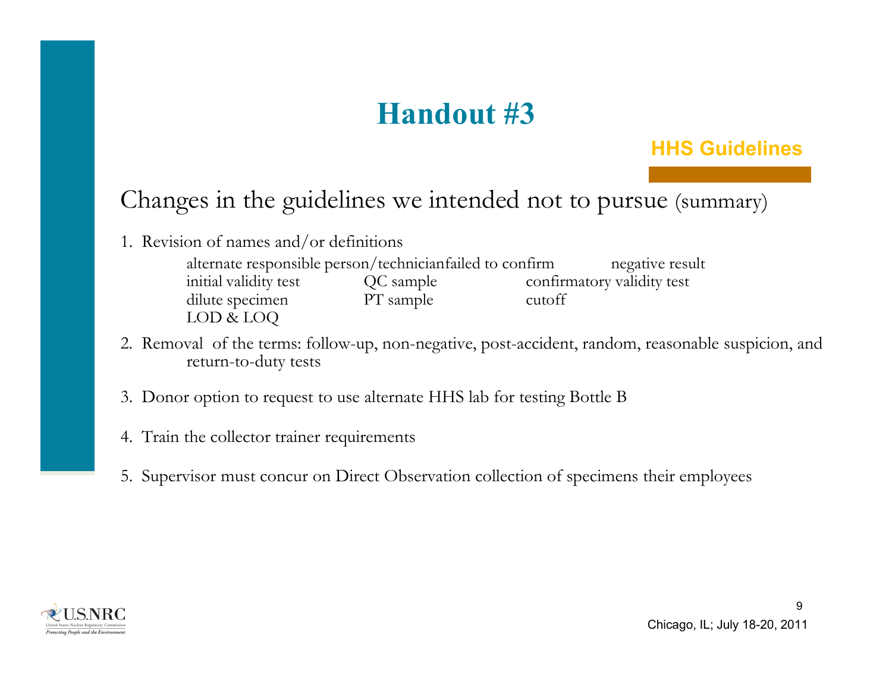# Handout #3

**HHS Guidelines**

## Changes in the guidelines we intended not to pursue (summary)

1. Revision of names and/or definitions

   alternate responsible person/technician, failed to confirm, negative result, initial validity test, QC sample, confirmatory validity test, dilute specimen, PT sample, cutoff, LOD & LOQ

2. Removal of the terms: follow-up, non-negative, post-accident, random, reasonable suspicion, and return-to-duty tests

3. Donor option to request to use alternate HHS lab for testing Bottle B

4. Train the collector trainer requirements

5. Supervisor must concur on Direct Observation collection of specimens their employees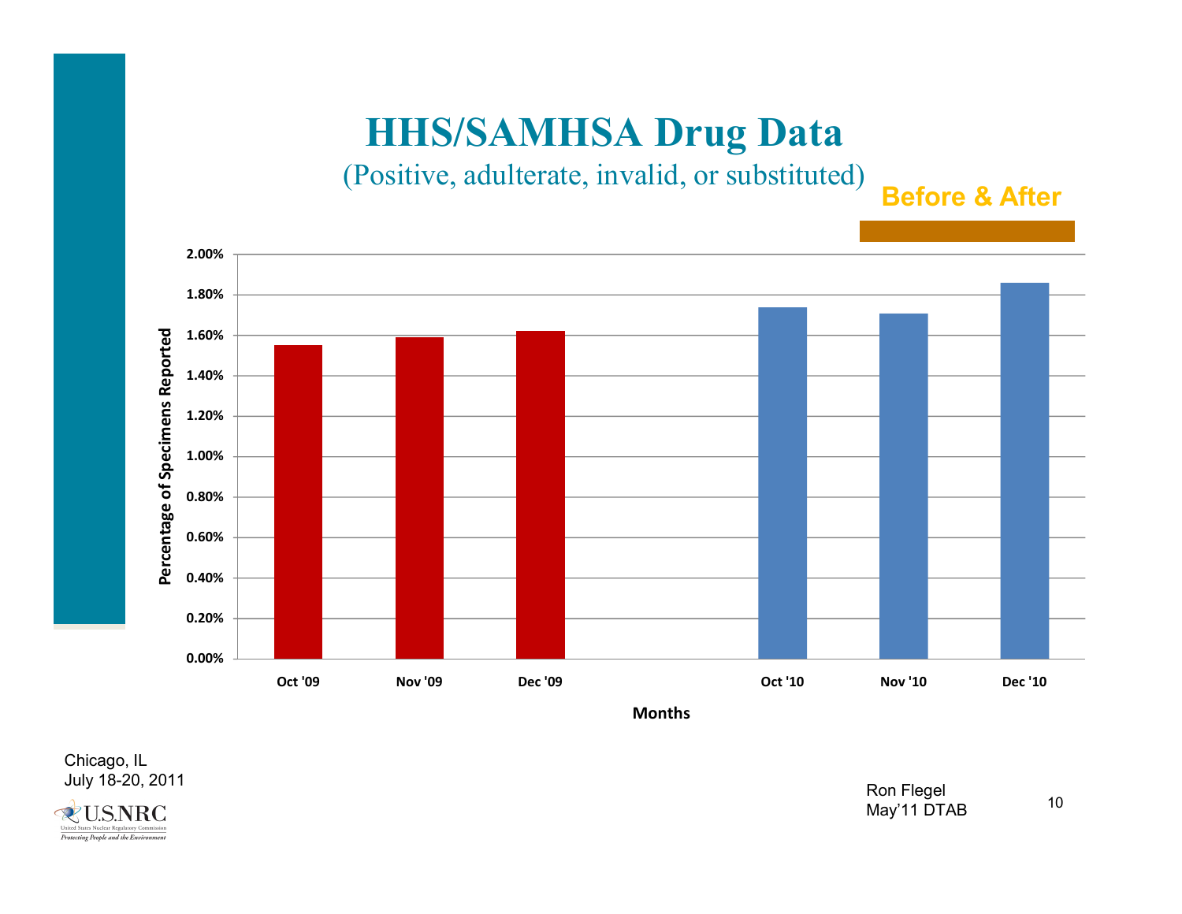# HHS/SAMHSA Drug Data

(Positive, adulterate, invalid, or substituted)

**Before & After**

| Months | Percentage of Specimens Reported |
|---|---|
| Oct '09 | ~1.55% |
| Nov '09 | ~1.59% |
| Dec '09 | ~1.62% |
| Oct '10 | ~1.74% |
| Nov '10 | ~1.71% |
| Dec '10 | ~1.86% |

Chicago, IL
July 18-20, 2011

Ron Flegel
May'11 DTAB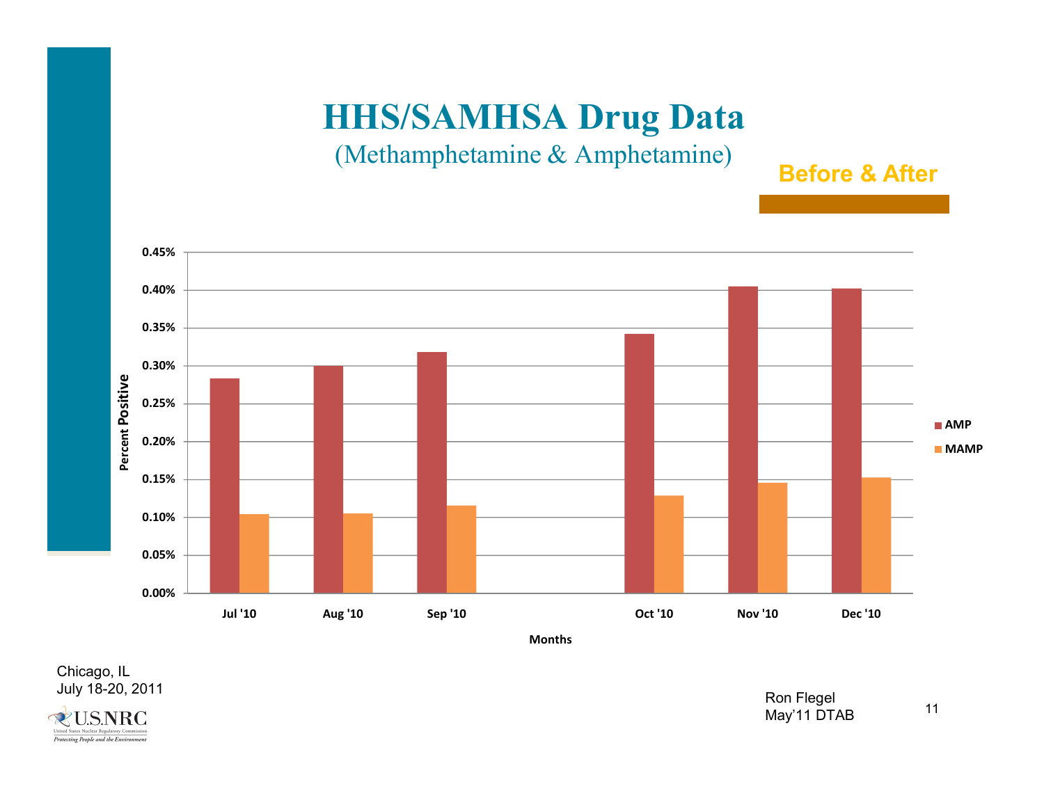# HHS/SAMHSA Drug Data

(Methamphetamine & Amphetamine)

**Before & After**

| Months | AMP | MAMP |
|---|---|---|
| Jul '10 | 0.28% | 0.10% |
| Aug '10 | 0.30% | 0.10% |
| Sep '10 | 0.32% | 0.12% |
| Oct '10 | 0.34% | 0.13% |
| Nov '10 | 0.40% | 0.15% |
| Dec '10 | 0.40% | 0.15% |

Percent Positive

Chicago, IL
July 18-20, 2011

U.S.NRC
United States Nuclear Regulatory Commission
*Protecting People and the Environment*

Ron Flegel
May'11 DTAB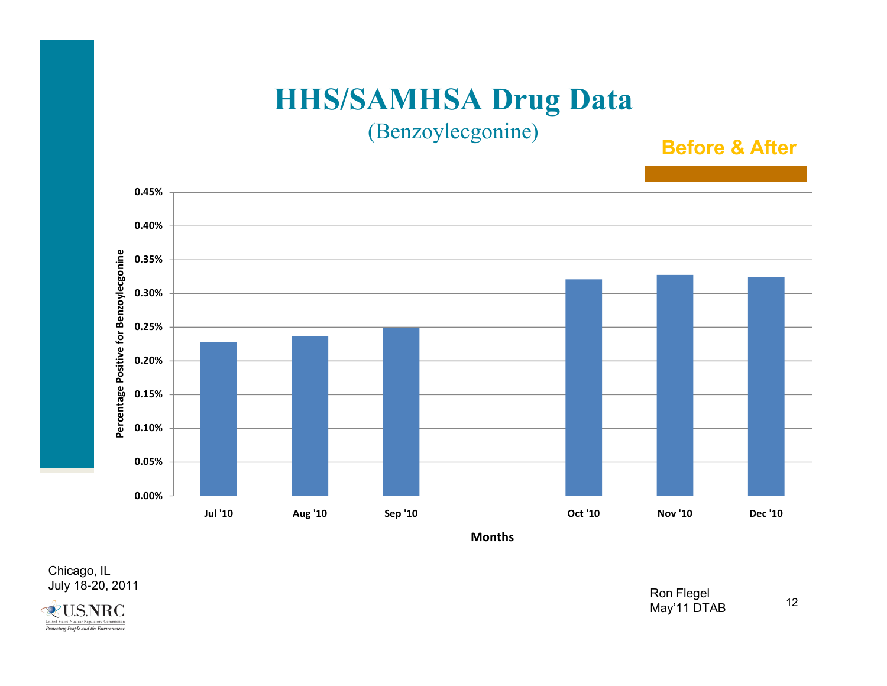# HHS/SAMHSA Drug Data

(Benzoylecgonine)

**Before & After**

Percentage Positive for Benzoylecgonine

0.45%
0.40%
0.35%
0.30%
0.25%
0.20%
0.15%
0.10%
0.05%
0.00%

Jul '10 Aug '10 Sep '10 Oct '10 Nov '10 Dec '10

Months

Chicago, IL
July 18-20, 2011

Ron Flegel
May'11 DTAB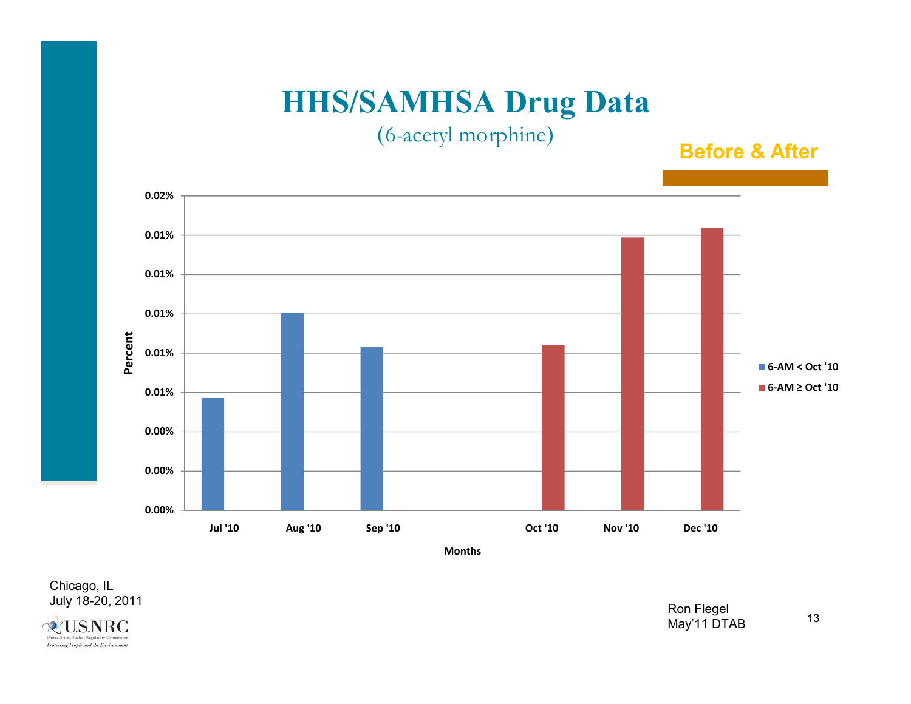# HHS/SAMHSA Drug Data

(6-acetyl morphine)

**Before & After**

| Months | 6-AM < Oct '10 | 6-AM ≥ Oct '10 |
|---|---|---|
| Jul '10 | ■ | |
| Aug '10 | ■ | |
| Sep '10 | ■ | |
| Oct '10 | | ■ |
| Nov '10 | | ■ |
| Dec '10 | | ■ |

Y-axis: Percent (0.00% – 0.02%)

X-axis: Months

Chicago, IL
July 18-20, 2011

Ron Flegel
May'11 DTAB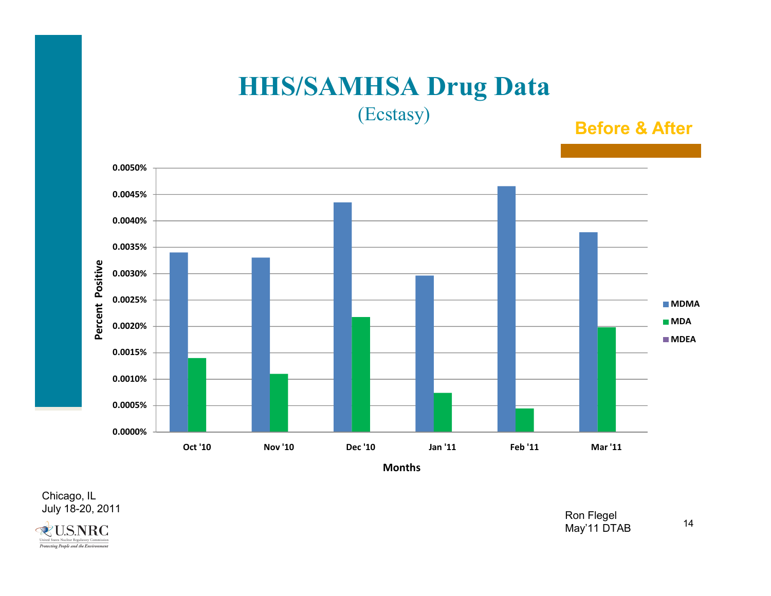# HHS/SAMHSA Drug Data

(Ecstasy)

**Before & After**

Percent Positive

0.0050%
0.0045%
0.0040%
0.0035%
0.0030%
0.0025%
0.0020%
0.0015%
0.0010%
0.0005%
0.0000%

Oct '10 | Nov '10 | Dec '10 | Jan '11 | Feb '11 | Mar '11

Months

- MDMA
- MDA
- MDEA

Chicago, IL
July 18-20, 2011

Ron Flegel
May'11 DTAB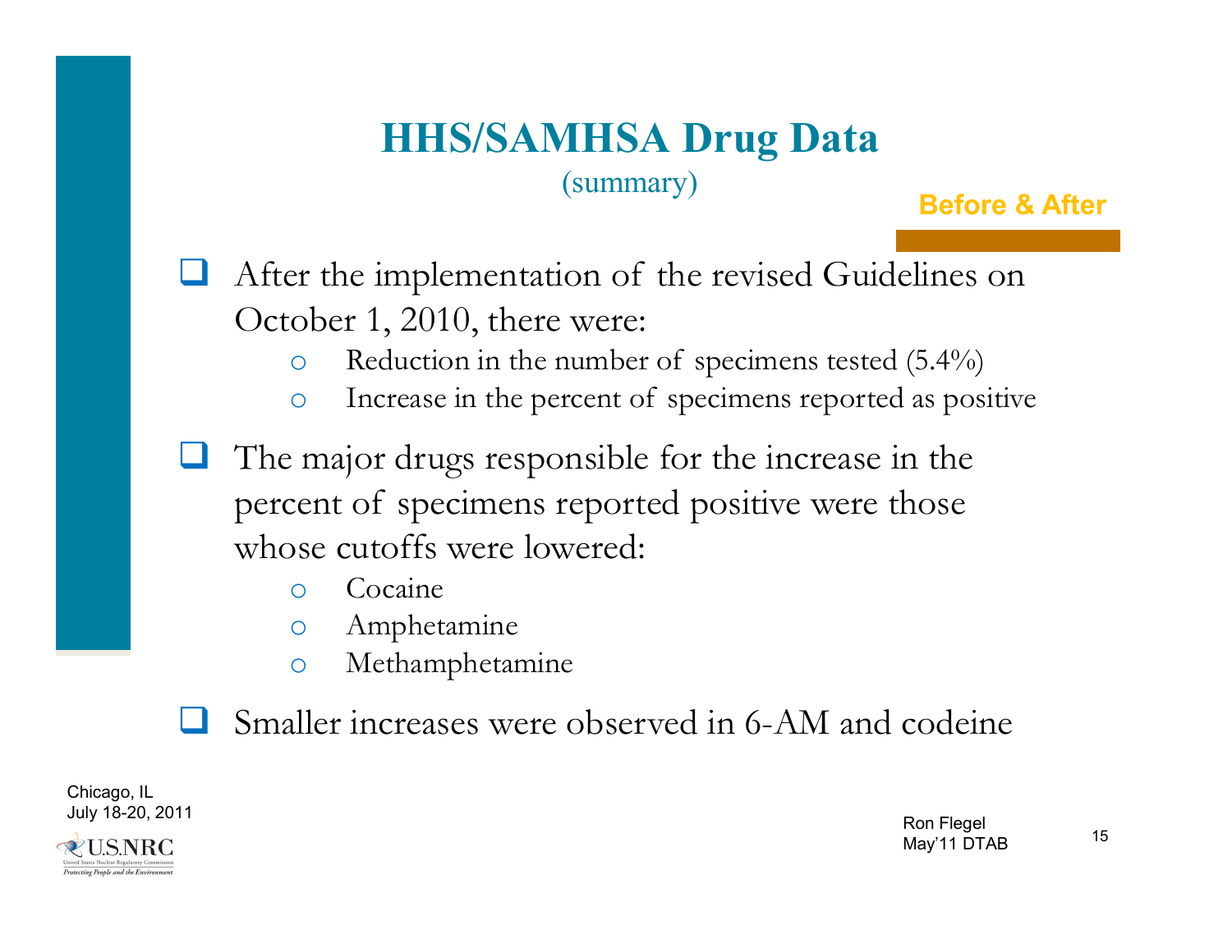# HHS/SAMHSA Drug Data

(summary)

**Before & After**

- After the implementation of the revised Guidelines on October 1, 2010, there were:
  - Reduction in the number of specimens tested (5.4%)
  - Increase in the percent of specimens reported as positive
- The major drugs responsible for the increase in the percent of specimens reported positive were those whose cutoffs were lowered:
  - Cocaine
  - Amphetamine
  - Methamphetamine
- Smaller increases were observed in 6-AM and codeine

Ron Flegel
May'11 DTAB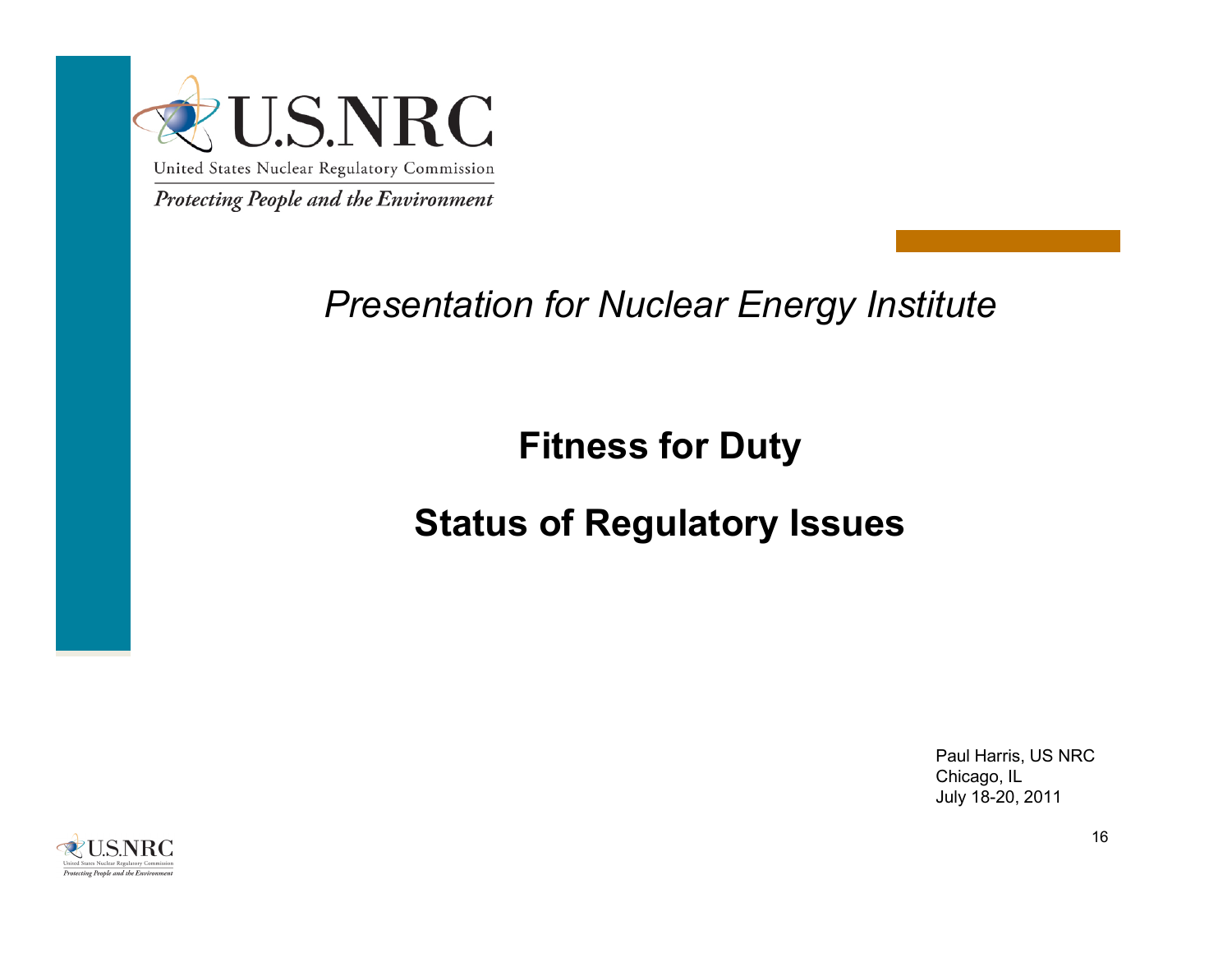U.S.NRC

United States Nuclear Regulatory Commission

*Protecting People and the Environment*

*Presentation for Nuclear Energy Institute*

# Fitness for Duty

# Status of Regulatory Issues

Paul Harris, US NRC
Chicago, IL
July 18-20, 2011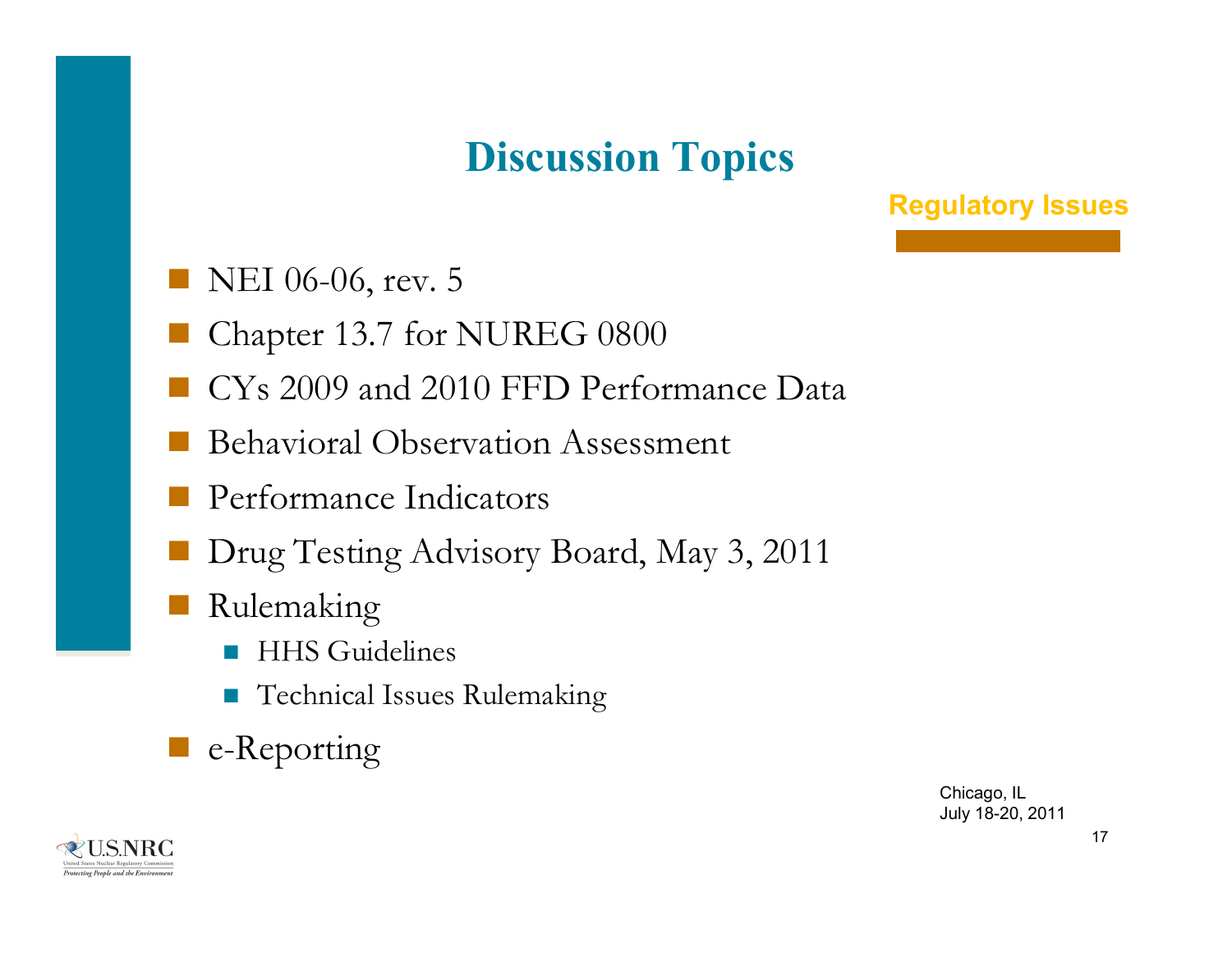# Discussion Topics

**Regulatory Issues**

- NEI 06-06, rev. 5
- Chapter 13.7 for NUREG 0800
- CYs 2009 and 2010 FFD Performance Data
- Behavioral Observation Assessment
- Performance Indicators
- Drug Testing Advisory Board, May 3, 2011
- Rulemaking
  - HHS Guidelines
  - Technical Issues Rulemaking
- e-Reporting

Chicago, IL
July 18-20, 2011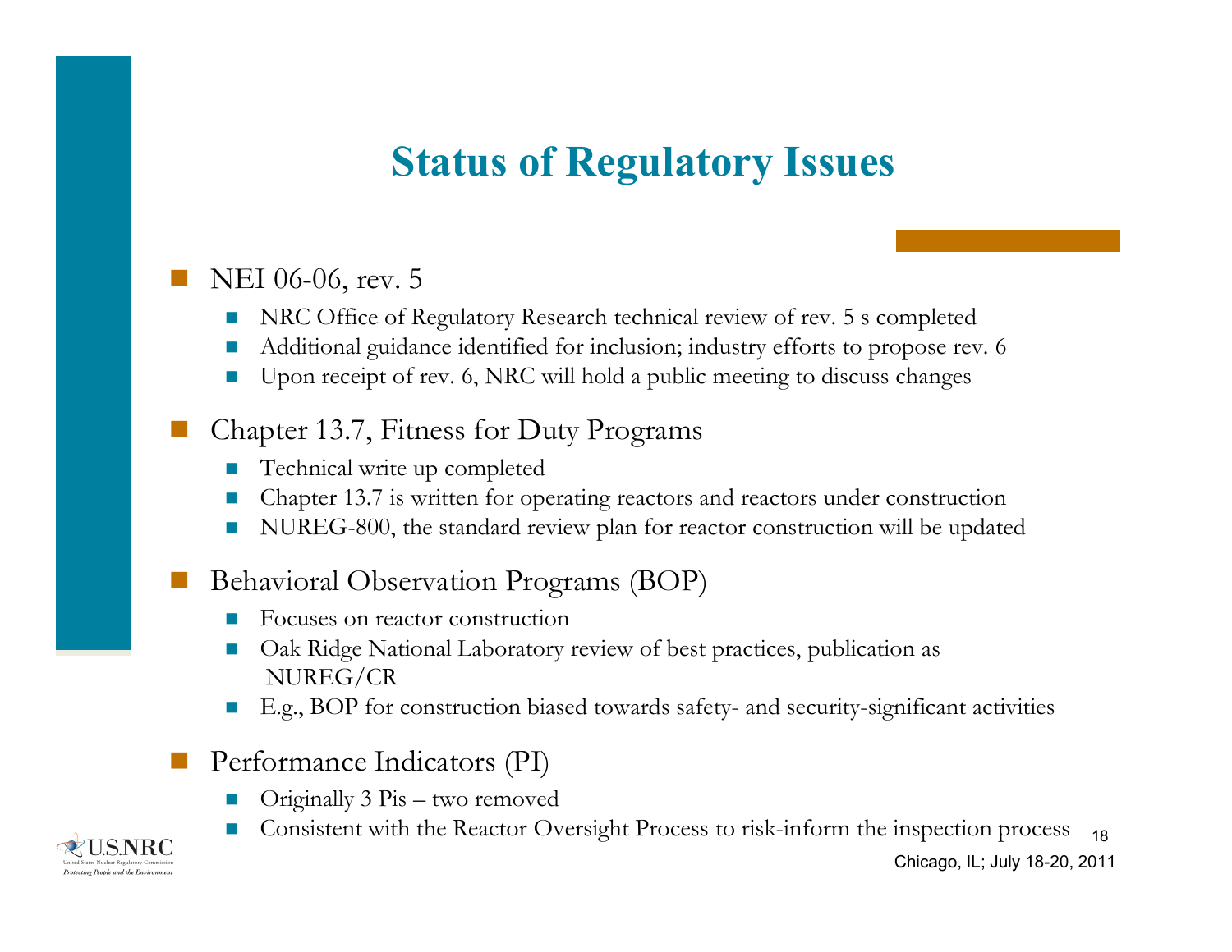# Status of Regulatory Issues

- NEI 06-06, rev. 5
  - NRC Office of Regulatory Research technical review of rev. 5 s completed
  - Additional guidance identified for inclusion; industry efforts to propose rev. 6
  - Upon receipt of rev. 6, NRC will hold a public meeting to discuss changes
- Chapter 13.7, Fitness for Duty Programs
  - Technical write up completed
  - Chapter 13.7 is written for operating reactors and reactors under construction
  - NUREG-800, the standard review plan for reactor construction will be updated
- Behavioral Observation Programs (BOP)
  - Focuses on reactor construction
  - Oak Ridge National Laboratory review of best practices, publication as NUREG/CR
  - E.g., BOP for construction biased towards safety- and security-significant activities
- Performance Indicators (PI)
  - Originally 3 Pis – two removed
  - Consistent with the Reactor Oversight Process to risk-inform the inspection process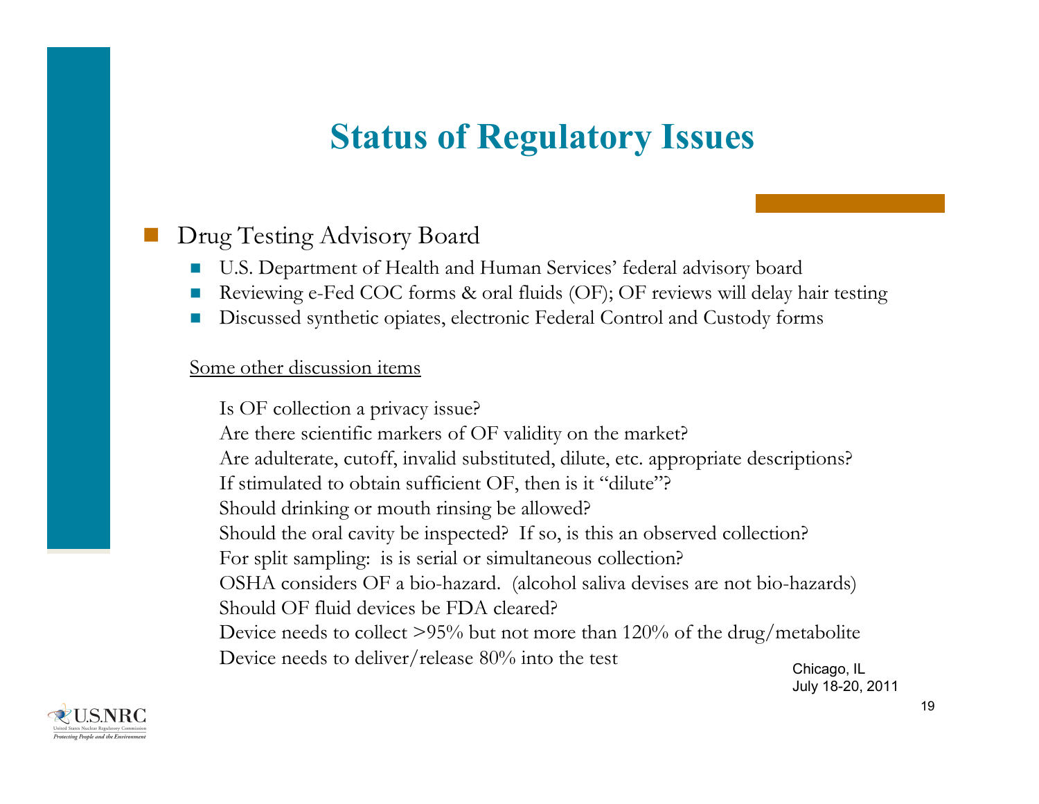# Status of Regulatory Issues

- Drug Testing Advisory Board
  - U.S. Department of Health and Human Services' federal advisory board
  - Reviewing e-Fed COC forms & oral fluids (OF); OF reviews will delay hair testing
  - Discussed synthetic opiates, electronic Federal Control and Custody forms

<u>Some other discussion items</u>

Is OF collection a privacy issue?
Are there scientific markers of OF validity on the market?
Are adulterate, cutoff, invalid substituted, dilute, etc. appropriate descriptions?
If stimulated to obtain sufficient OF, then is it "dilute"?
Should drinking or mouth rinsing be allowed?
Should the oral cavity be inspected? If so, is this an observed collection?
For split sampling: is is serial or simultaneous collection?
OSHA considers OF a bio-hazard. (alcohol saliva devises are not bio-hazards)
Should OF fluid devices be FDA cleared?
Device needs to collect >95% but not more than 120% of the drug/metabolite
Device needs to deliver/release 80% into the test

Chicago, IL
July 18-20, 2011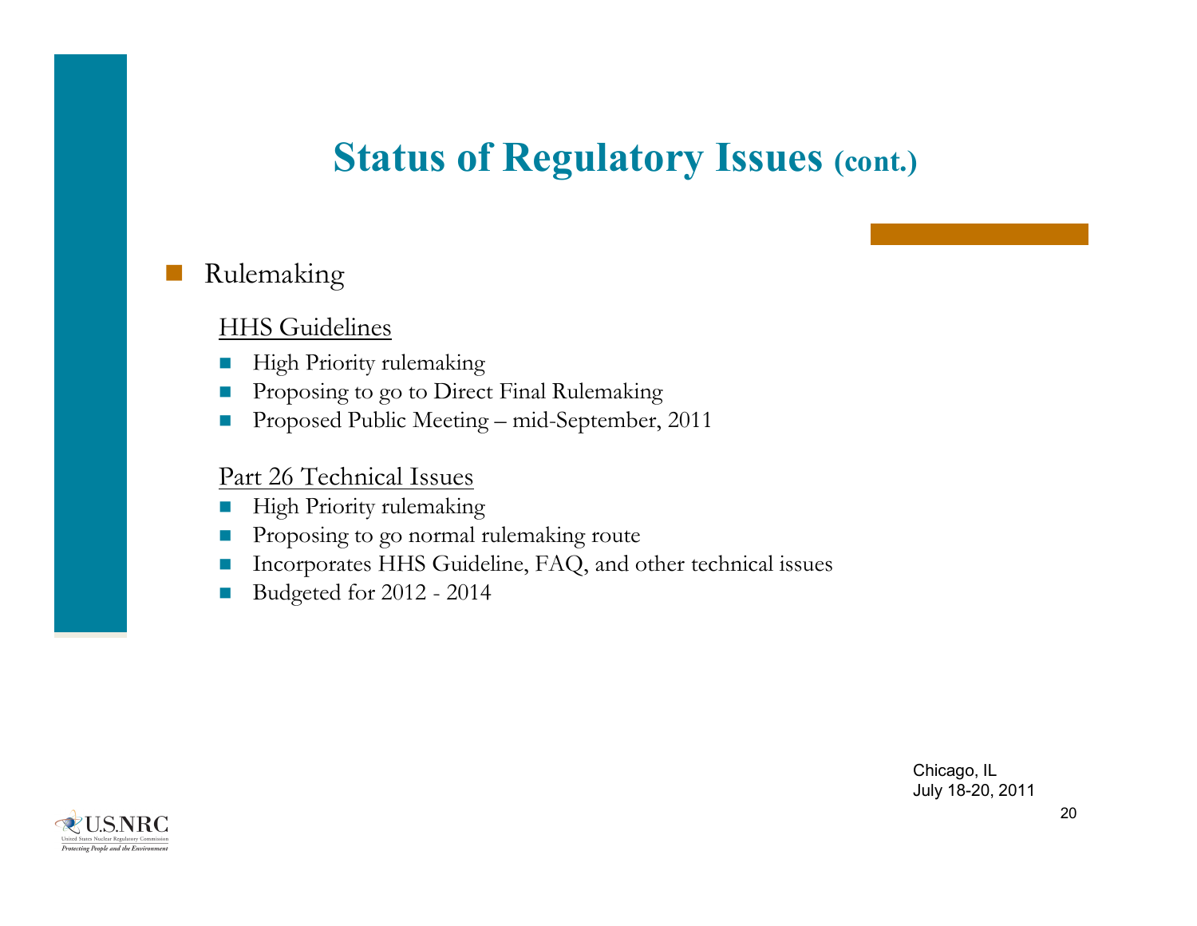# Status of Regulatory Issues (cont.)

- Rulemaking

  HHS Guidelines

  - High Priority rulemaking
  - Proposing to go to Direct Final Rulemaking
  - Proposed Public Meeting – mid-September, 2011

  Part 26 Technical Issues

  - High Priority rulemaking
  - Proposing to go normal rulemaking route
  - Incorporates HHS Guideline, FAQ, and other technical issues
  - Budgeted for 2012 - 2014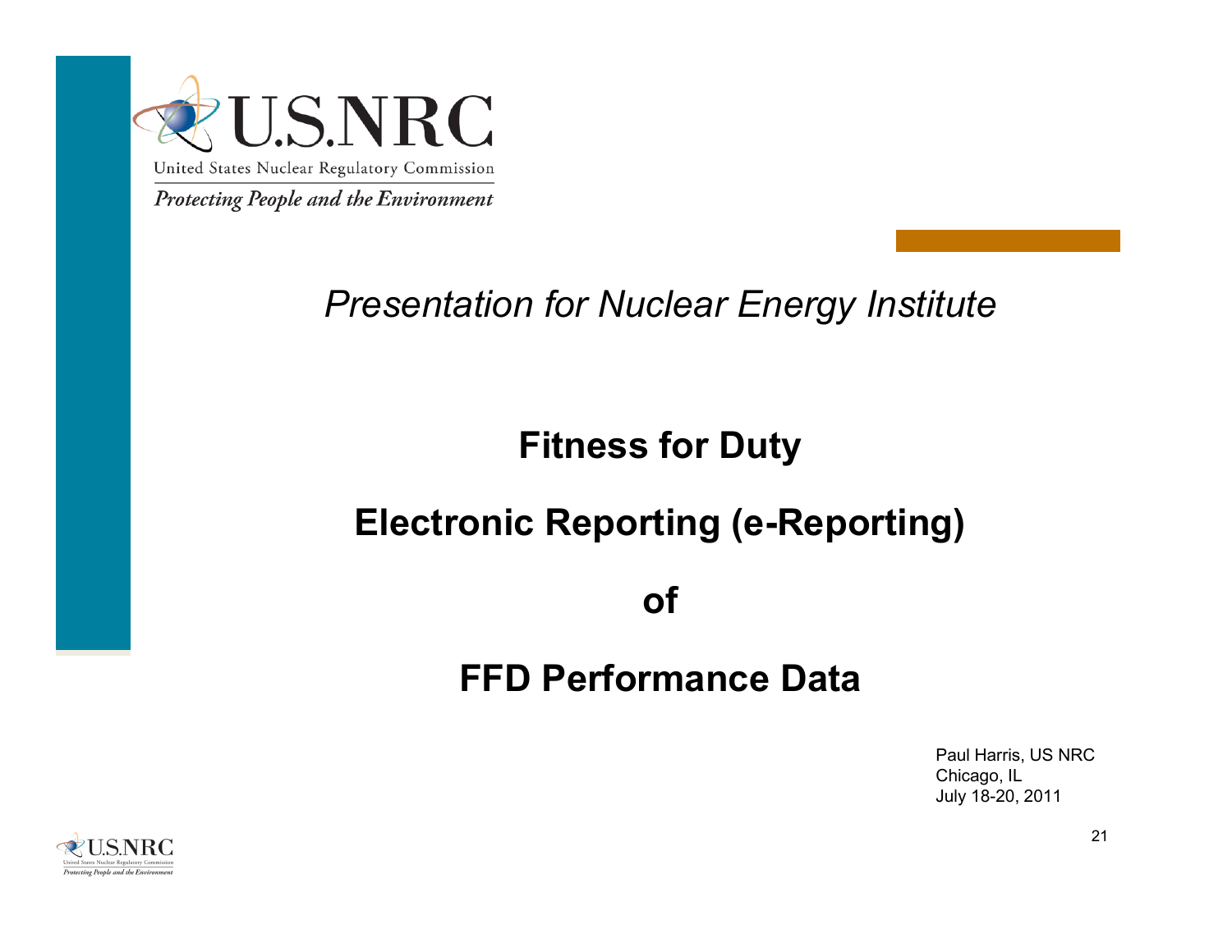U.S.NRC

United States Nuclear Regulatory Commission

*Protecting People and the Environment*

*Presentation for Nuclear Energy Institute*

# Fitness for Duty

# Electronic Reporting (e-Reporting)

# of

# FFD Performance Data

Paul Harris, US NRC
Chicago, IL
July 18-20, 2011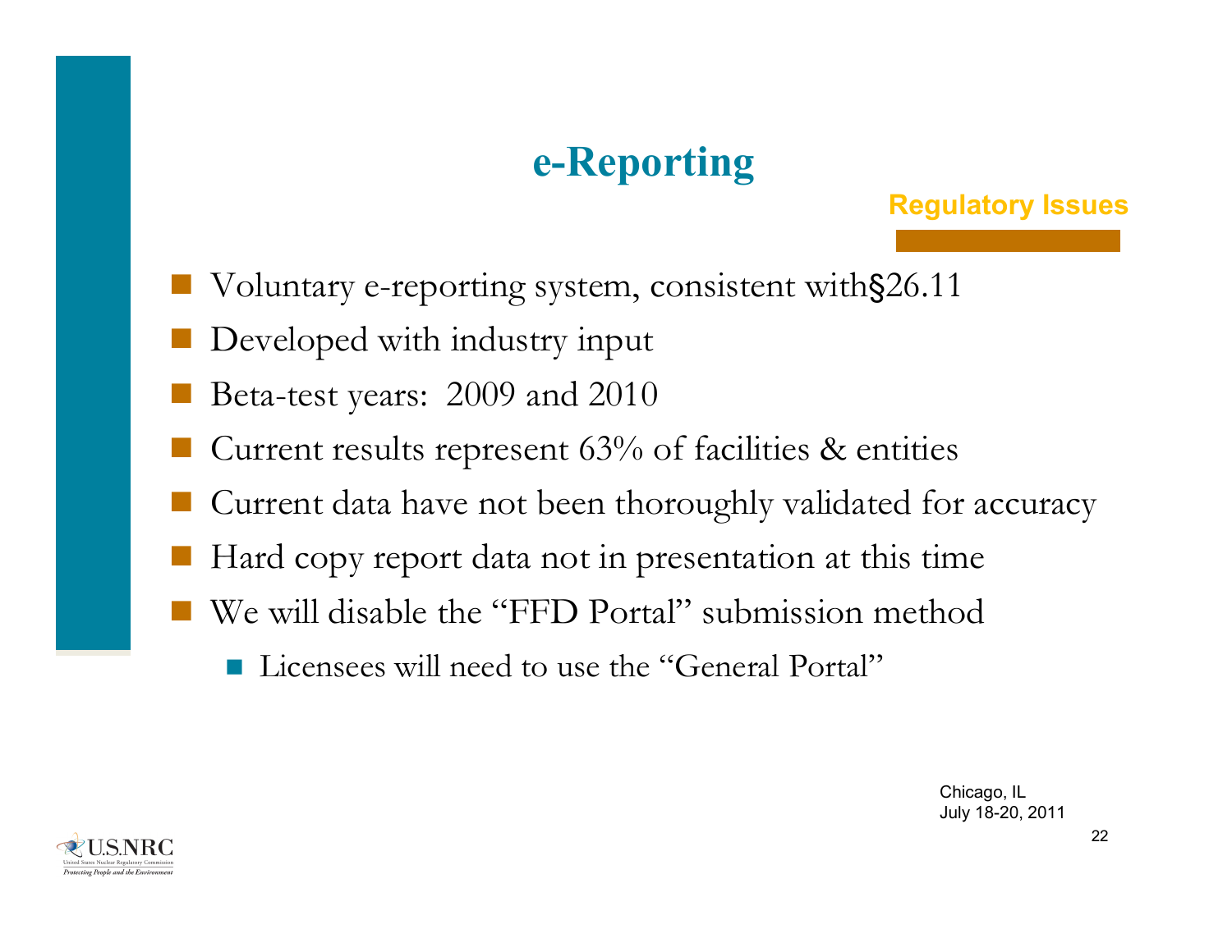# e-Reporting

**Regulatory Issues**

- Voluntary e-reporting system, consistent with§26.11
- Developed with industry input
- Beta-test years: 2009 and 2010
- Current results represent 63% of facilities & entities
- Current data have not been thoroughly validated for accuracy
- Hard copy report data not in presentation at this time
- We will disable the "FFD Portal" submission method
  - Licensees will need to use the "General Portal"

Chicago, IL
July 18-20, 2011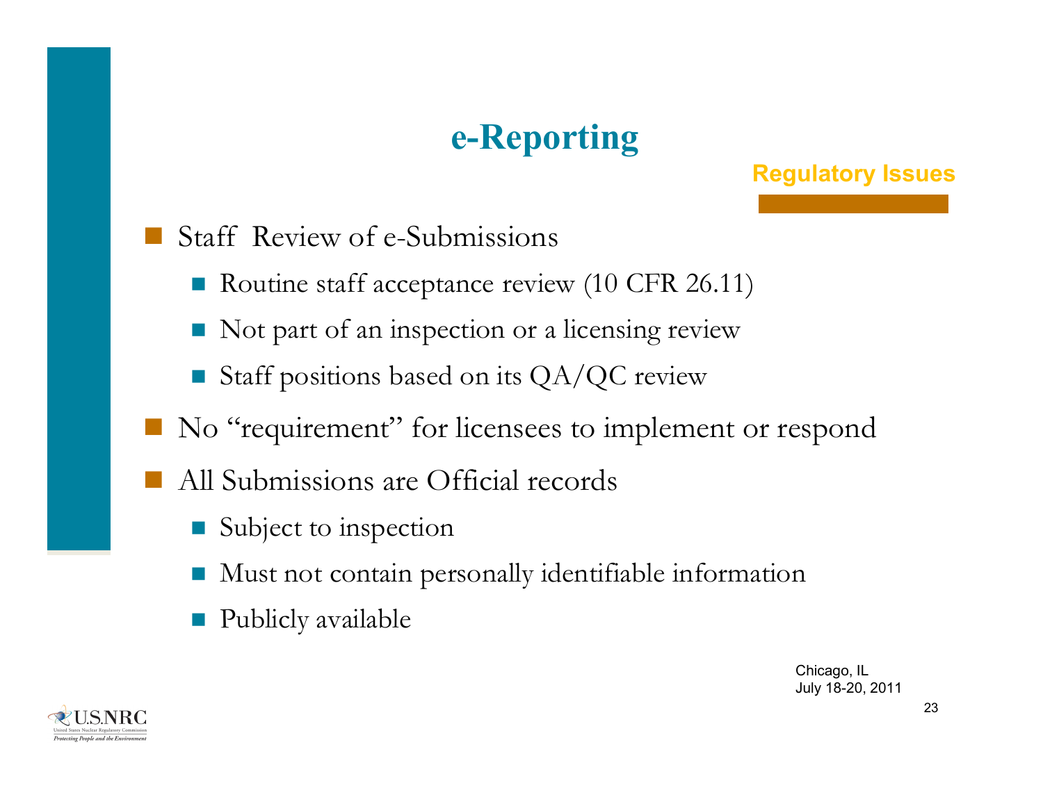# e-Reporting

Regulatory Issues

- Staff Review of e-Submissions
  - Routine staff acceptance review (10 CFR 26.11)
  - Not part of an inspection or a licensing review
  - Staff positions based on its QA/QC review
- No "requirement" for licensees to implement or respond
- All Submissions are Official records
  - Subject to inspection
  - Must not contain personally identifiable information
  - Publicly available

Chicago, IL
July 18-20, 2011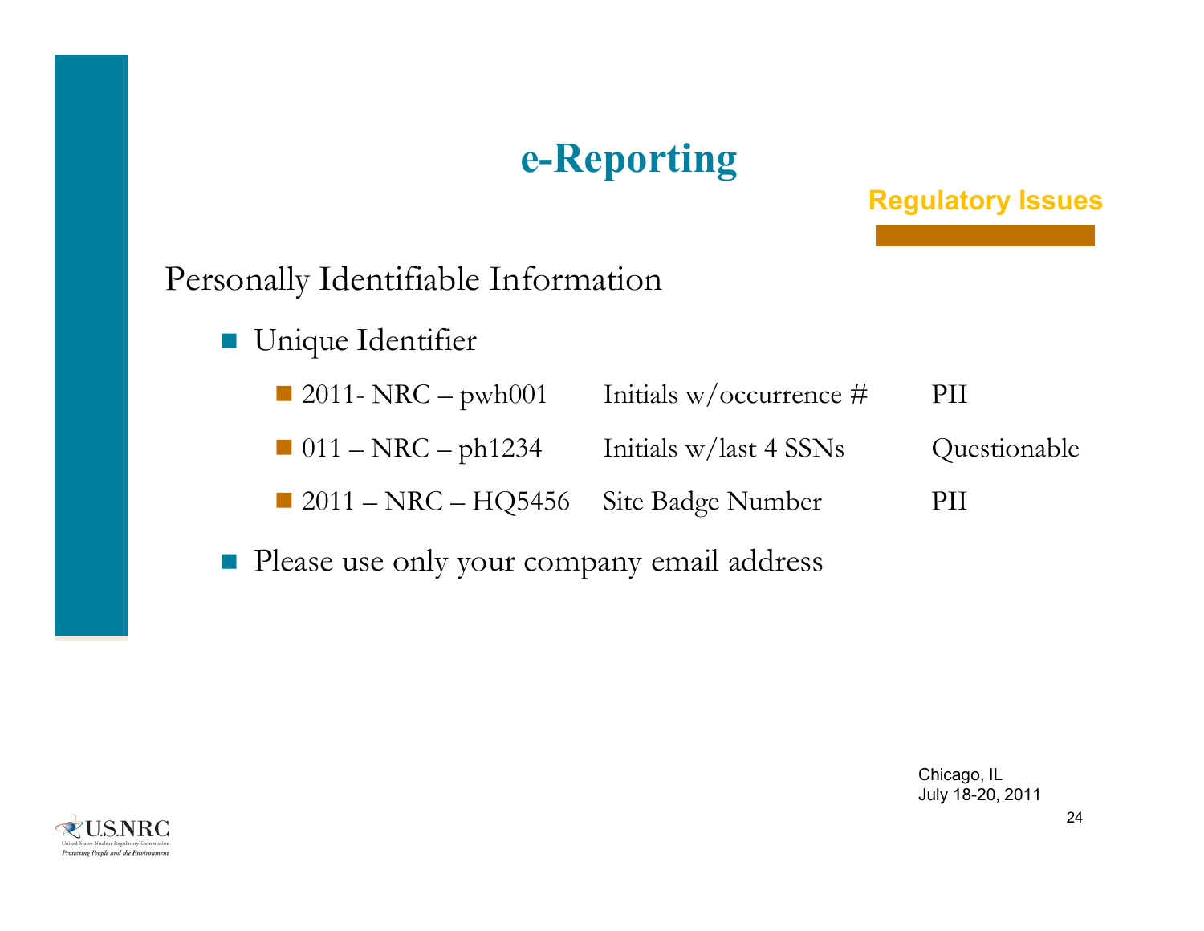# e-Reporting

**Regulatory Issues**

Personally Identifiable Information

- Unique Identifier

| | | |
|---|---|---|
| 2011- NRC – pwh001 | Initials w/occurrence # | PII |
| 011 – NRC – ph1234 | Initials w/last 4 SSNs | Questionable |
| 2011 – NRC – HQ5456 | Site Badge Number | PII |

- Please use only your company email address

Chicago, IL
July 18-20, 2011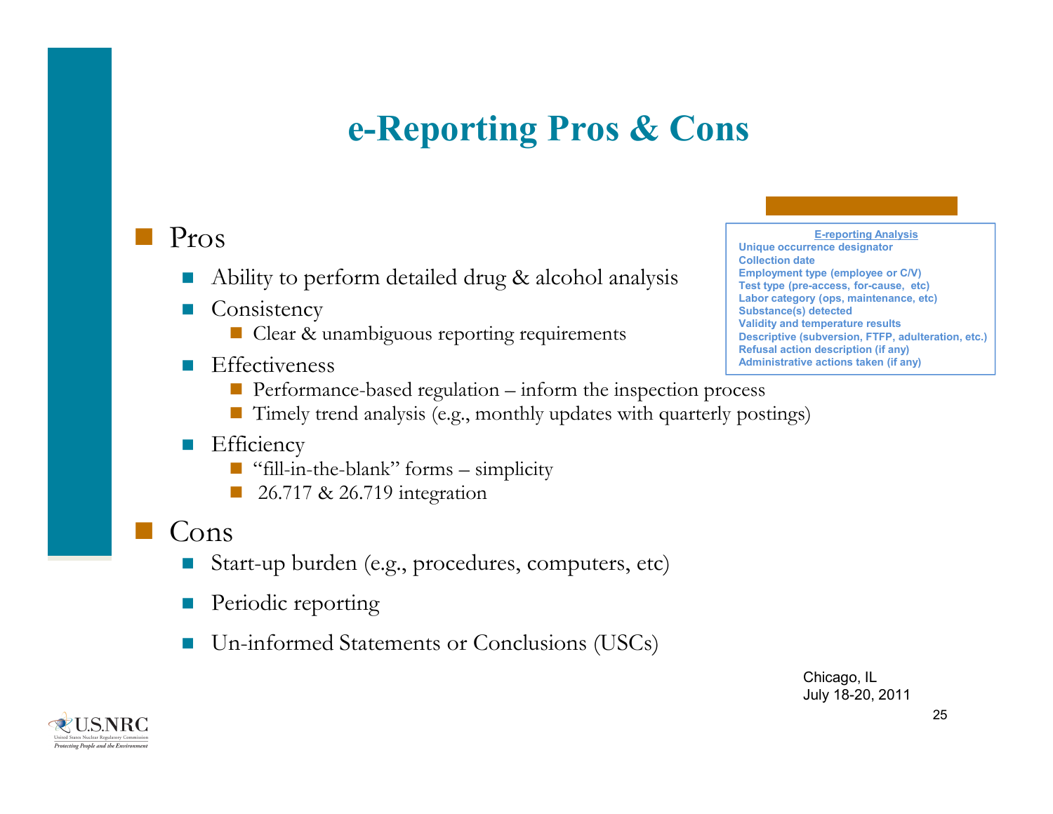# e-Reporting Pros & Cons

- Pros
  - Ability to perform detailed drug & alcohol analysis
  - Consistency
    - Clear & unambiguous reporting requirements
  - Effectiveness
    - Performance-based regulation – inform the inspection process
    - Timely trend analysis (e.g., monthly updates with quarterly postings)
  - Efficiency
    - "fill-in-the-blank" forms – simplicity
    - 26.717 & 26.719 integration
- Cons
  - Start-up burden (e.g., procedures, computers, etc)
  - Periodic reporting
  - Un-informed Statements or Conclusions (USCs)

**E-reporting Analysis**

- Unique occurrence designator
- Collection date
- Employment type (employee or C/V)
- Test type (pre-access, for-cause, etc)
- Labor category (ops, maintenance, etc)
- Substance(s) detected
- Validity and temperature results
- Descriptive (subversion, FTFP, adulteration, etc.)
- Refusal action description (if any)
- Administrative actions taken (if any)

Chicago, IL
July 18-20, 2011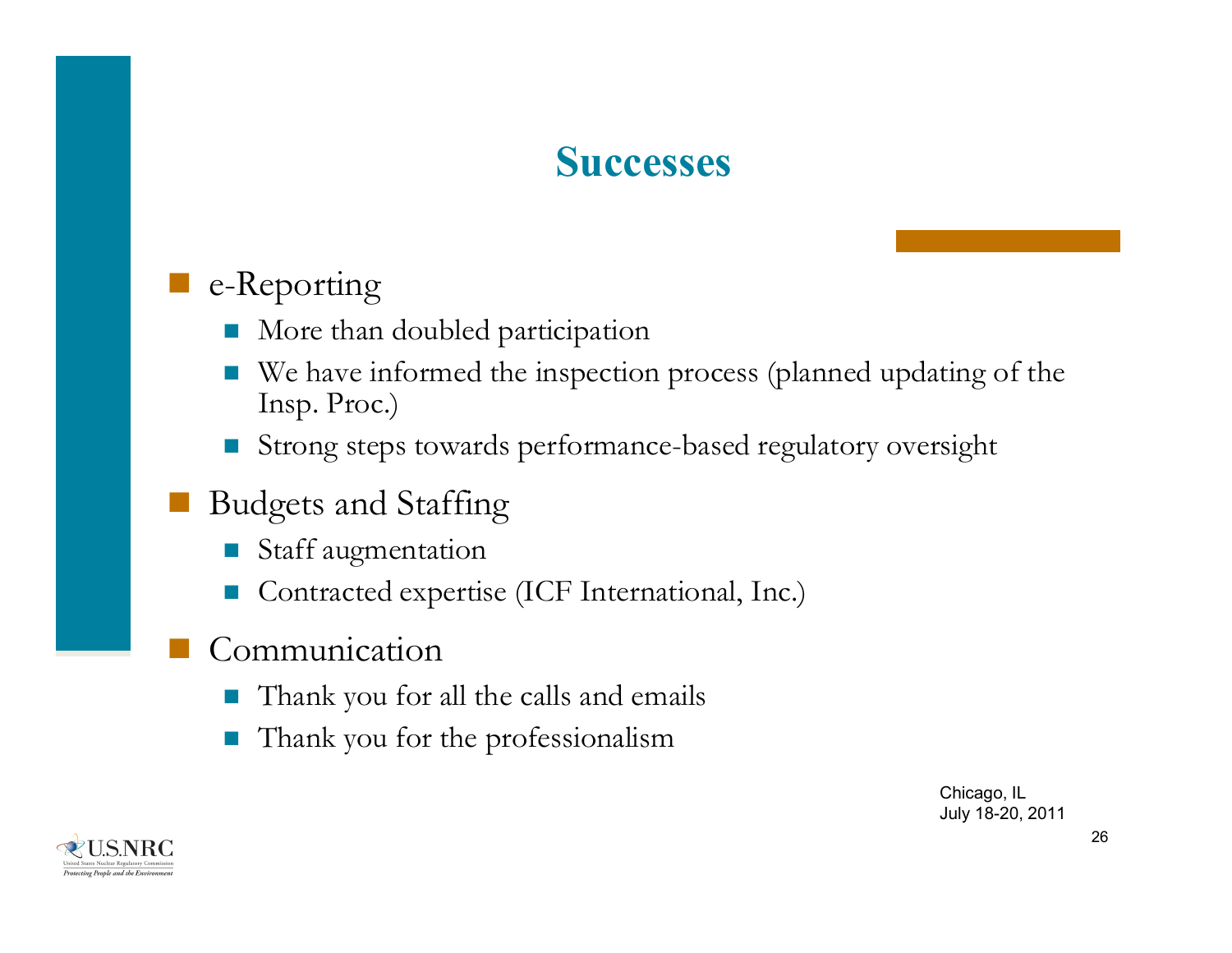# Successes

- e-Reporting
  - More than doubled participation
  - We have informed the inspection process (planned updating of the Insp. Proc.)
  - Strong steps towards performance-based regulatory oversight
- Budgets and Staffing
  - Staff augmentation
  - Contracted expertise (ICF International, Inc.)
- Communication
  - Thank you for all the calls and emails
  - Thank you for the professionalism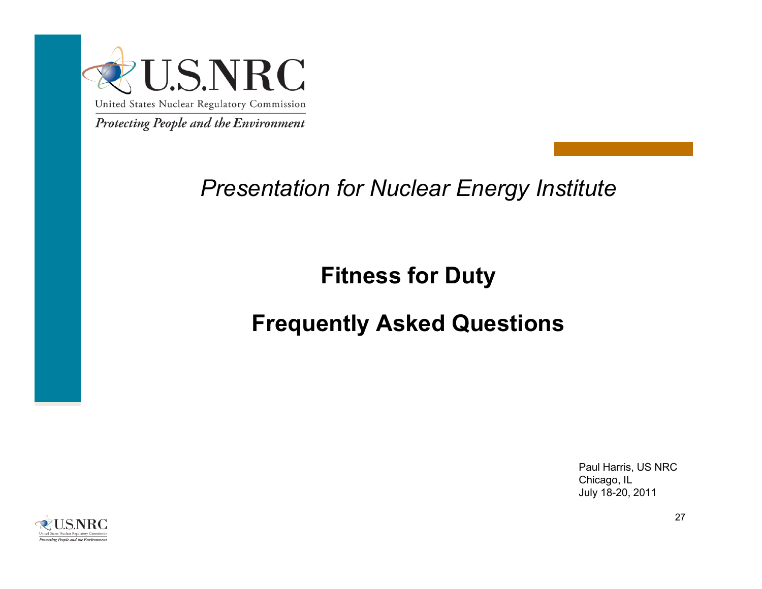*Presentation for Nuclear Energy Institute*

# Fitness for Duty

# Frequently Asked Questions

Paul Harris, US NRC
Chicago, IL
July 18-20, 2011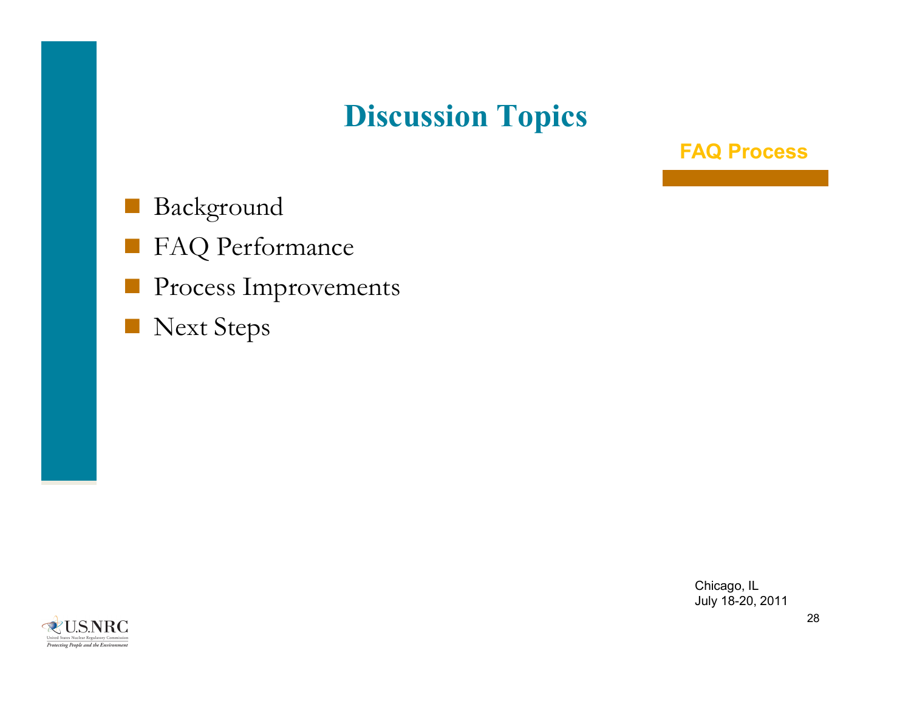# Discussion Topics

**FAQ Process**

- Background
- FAQ Performance
- Process Improvements
- Next Steps

Chicago, IL
July 18-20, 2011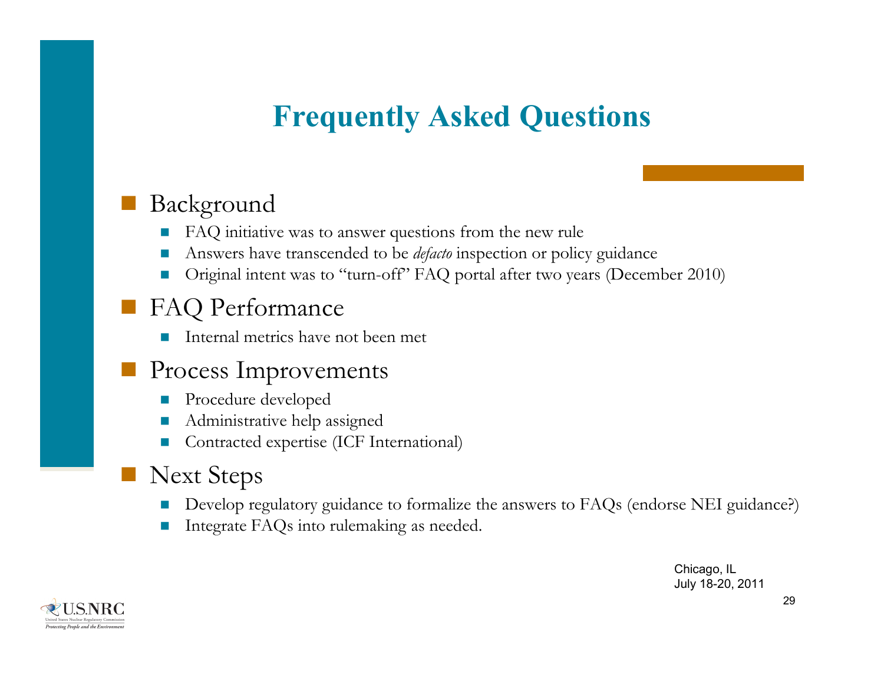# Frequently Asked Questions

- Background
  - FAQ initiative was to answer questions from the new rule
  - Answers have transcended to be *defacto* inspection or policy guidance
  - Original intent was to "turn-off" FAQ portal after two years (December 2010)
- FAQ Performance
  - Internal metrics have not been met
- Process Improvements
  - Procedure developed
  - Administrative help assigned
  - Contracted expertise (ICF International)
- Next Steps
  - Develop regulatory guidance to formalize the answers to FAQs (endorse NEI guidance?)
  - Integrate FAQs into rulemaking as needed.

Chicago, IL
July 18-20, 2011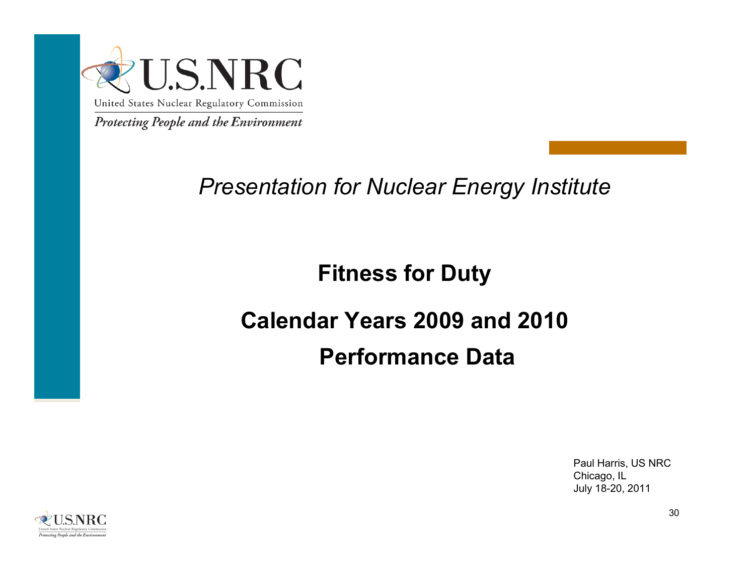U.S.NRC

United States Nuclear Regulatory Commission

*Protecting People and the Environment*

*Presentation for Nuclear Energy Institute*

# Fitness for Duty

# Calendar Years 2009 and 2010

# Performance Data

Paul Harris, US NRC
Chicago, IL
July 18-20, 2011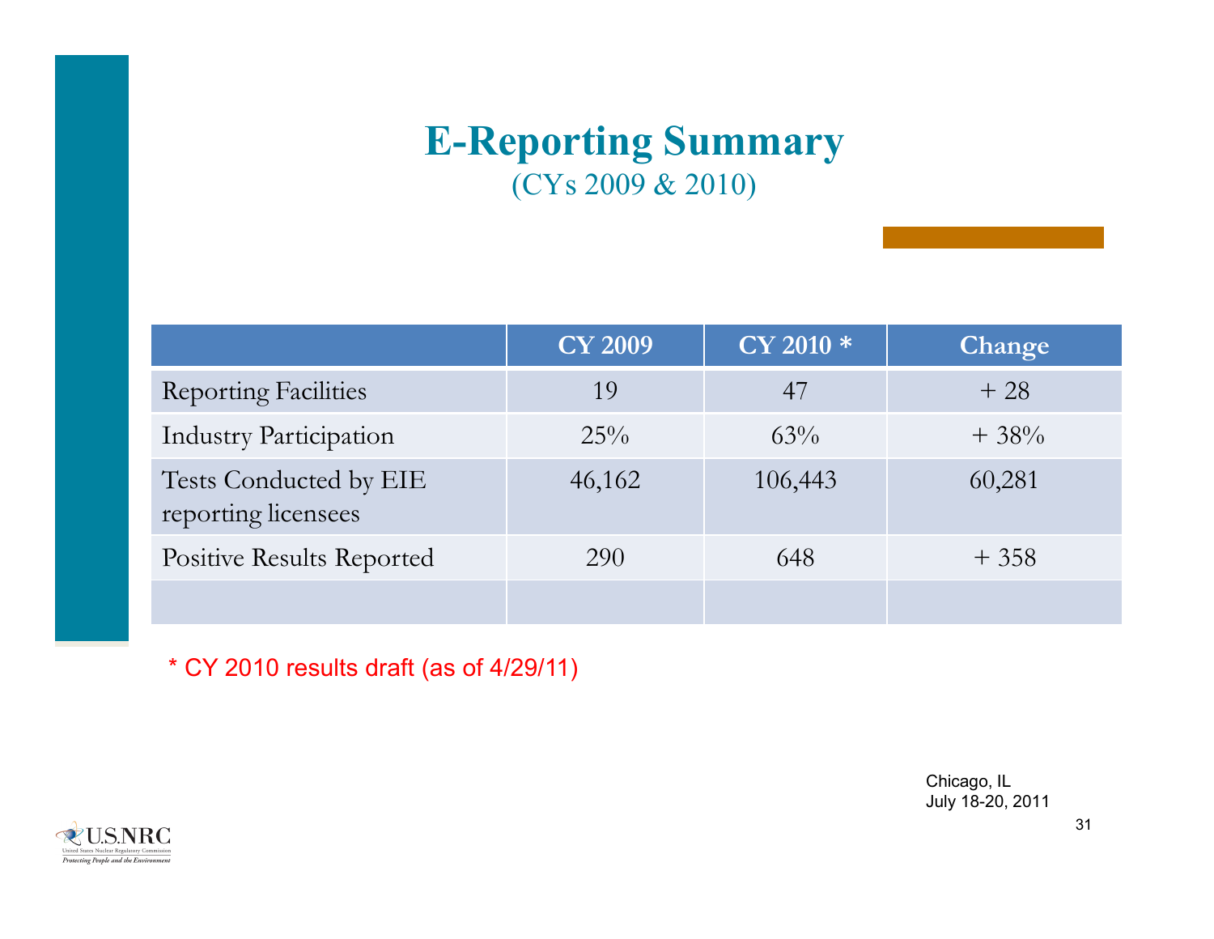# E-Reporting Summary

(CYs 2009 & 2010)

| | CY 2009 | CY 2010 * | Change |
|---|---|---|---|
| Reporting Facilities | 19 | 47 | + 28 |
| Industry Participation | 25% | 63% | + 38% |
| Tests Conducted by EIE reporting licensees | 46,162 | 106,443 | 60,281 |
| Positive Results Reported | 290 | 648 | + 358 |
| | | | |

* CY 2010 results draft (as of 4/29/11)

Chicago, IL
July 18-20, 2011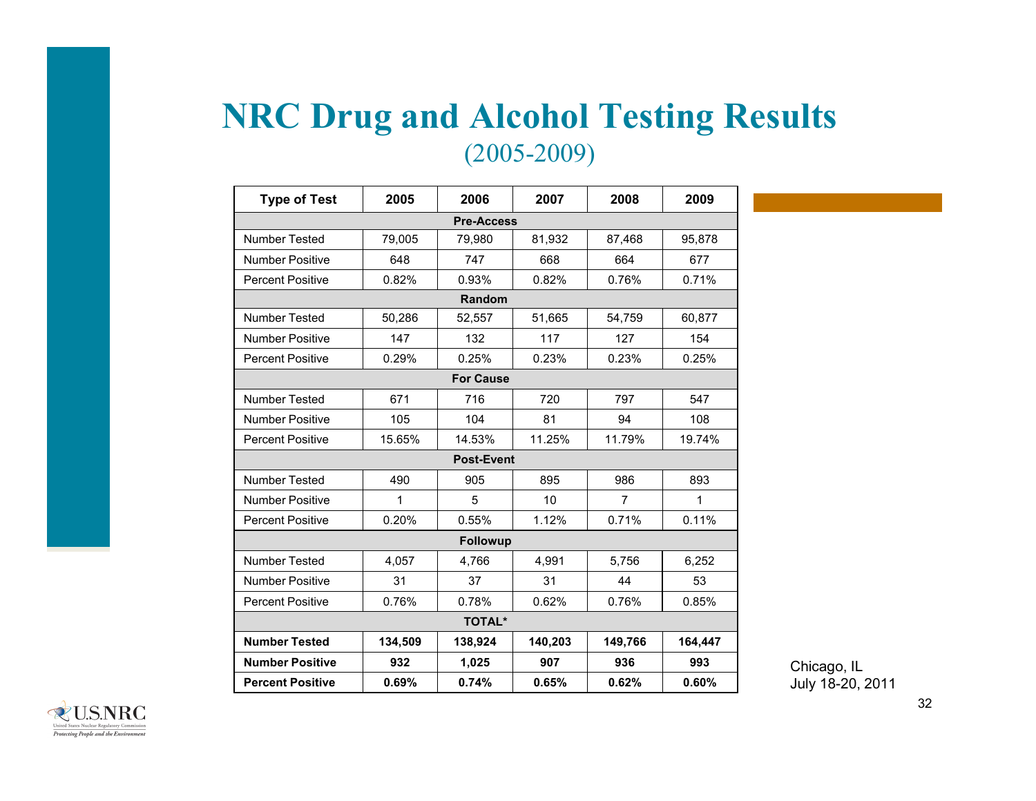# NRC Drug and Alcohol Testing Results

(2005-2009)

| Type of Test | 2005 | 2006 | 2007 | 2008 | 2009 |
|---|---|---|---|---|---|
| **Pre-Access** | | | | | |
| Number Tested | 79,005 | 79,980 | 81,932 | 87,468 | 95,878 |
| Number Positive | 648 | 747 | 668 | 664 | 677 |
| Percent Positive | 0.82% | 0.93% | 0.82% | 0.76% | 0.71% |
| **Random** | | | | | |
| Number Tested | 50,286 | 52,557 | 51,665 | 54,759 | 60,877 |
| Number Positive | 147 | 132 | 117 | 127 | 154 |
| Percent Positive | 0.29% | 0.25% | 0.23% | 0.23% | 0.25% |
| **For Cause** | | | | | |
| Number Tested | 671 | 716 | 720 | 797 | 547 |
| Number Positive | 105 | 104 | 81 | 94 | 108 |
| Percent Positive | 15.65% | 14.53% | 11.25% | 11.79% | 19.74% |
| **Post-Event** | | | | | |
| Number Tested | 490 | 905 | 895 | 986 | 893 |
| Number Positive | 1 | 5 | 10 | 7 | 1 |
| Percent Positive | 0.20% | 0.55% | 1.12% | 0.71% | 0.11% |
| **Followup** | | | | | |
| Number Tested | 4,057 | 4,766 | 4,991 | 5,756 | 6,252 |
| Number Positive | 31 | 37 | 31 | 44 | 53 |
| Percent Positive | 0.76% | 0.78% | 0.62% | 0.76% | 0.85% |
| **TOTAL*** | | | | | |
| **Number Tested** | **134,509** | **138,924** | **140,203** | **149,766** | **164,447** |
| **Number Positive** | **932** | **1,025** | **907** | **936** | **993** |
| **Percent Positive** | **0.69%** | **0.74%** | **0.65%** | **0.62%** | **0.60%** |

Chicago, IL
July 18-20, 2011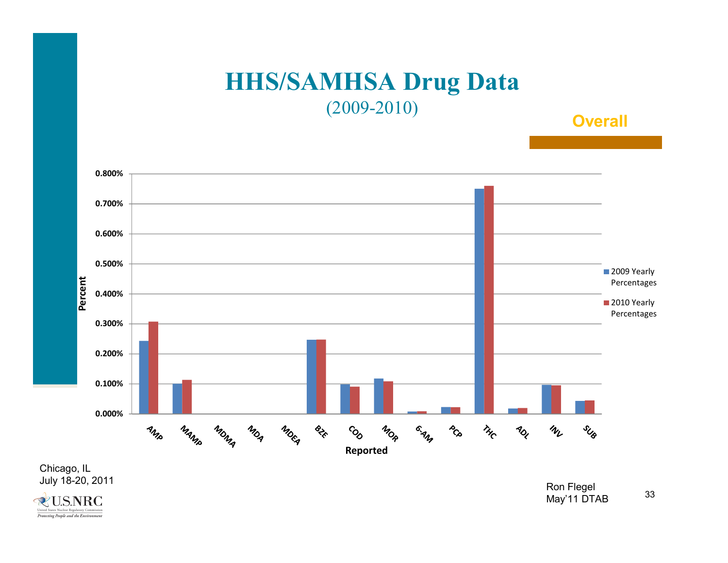# HHS/SAMHSA Drug Data

(2009-2010)

**Overall**

Percent

0.800%
0.700%
0.600%
0.500%
0.400%
0.300%
0.200%
0.100%
0.000%

AMP MAMP MDMA MDA MDEA BZE COD MOR 6-AM PCP THC ADL INV SUB

**Reported**

- 2009 Yearly Percentages
- 2010 Yearly Percentages

Chicago, IL
July 18-20, 2011

Ron Flegel
May'11 DTAB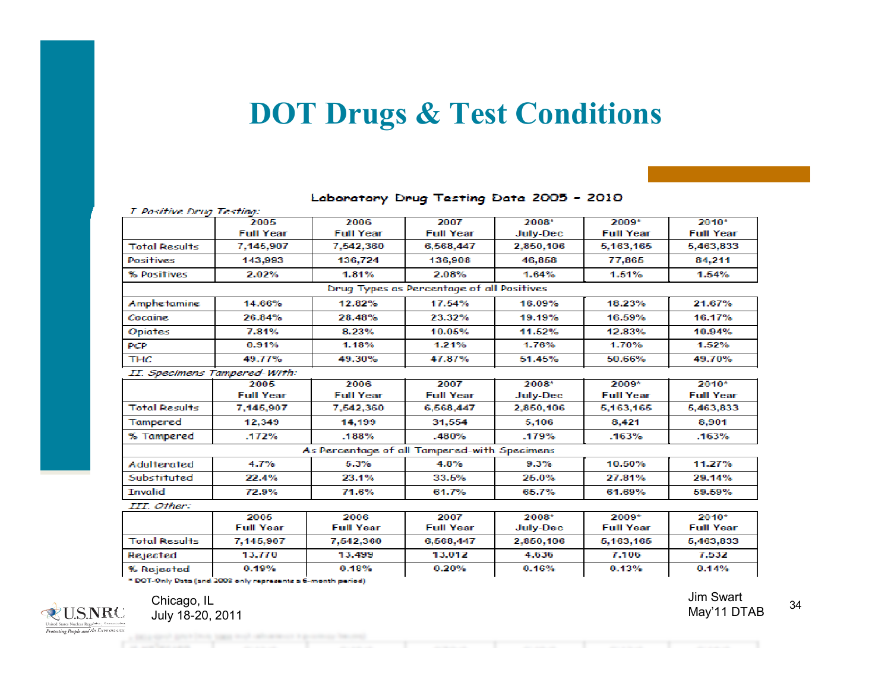# DOT Drugs & Test Conditions

## Laboratory Drug Testing Data 2005 - 2010

*I. Positive Drug Testing:*

| | 2005 Full Year | 2006 Full Year | 2007 Full Year | 2008* July-Dec | 2009* Full Year | 2010* Full Year |
|---|---|---|---|---|---|---|
| Total Results | 7,145,907 | 7,542,360 | 6,568,447 | 2,850,106 | 5,163,165 | 5,463,833 |
| Positives | 143,993 | 136,724 | 136,908 | 46,858 | 77,865 | 84,211 |
| % Positives | 2.02% | 1.81% | 2.08% | 1.64% | 1.51% | 1.54% |
| Drug Types as Percentage of all Positives | | | | | | |
| Amphetamine | 14.66% | 12.82% | 17.54% | 16.09% | 18.23% | 21.67% |
| Cocaine | 26.84% | 28.48% | 23.32% | 19.19% | 16.59% | 16.17% |
| Opiates | 7.81% | 8.23% | 10.05% | 11.52% | 12.83% | 10.94% |
| PCP | 0.91% | 1.18% | 1.21% | 1.76% | 1.70% | 1.52% |
| THC | 49.77% | 49.30% | 47.87% | 51.45% | 50.66% | 49.70% |

*II. Specimens Tampered-With:*

| | 2005 Full Year | 2006 Full Year | 2007 Full Year | 2008* July-Dec | 2009* Full Year | 2010* Full Year |
|---|---|---|---|---|---|---|
| Total Results | 7,145,907 | 7,542,360 | 6,568,447 | 2,850,106 | 5,163,165 | 5,463,833 |
| Tampered | 12,349 | 14,199 | 31,554 | 5,106 | 8,421 | 8,901 |
| % Tampered | .172% | .188% | .480% | .179% | .163% | .163% |
| As Percentage of all Tampered-with Specimens | | | | | | |
| Adulterated | 4.7% | 5.3% | 4.8% | 9.3% | 10.50% | 11.27% |
| Substituted | 22.4% | 23.1% | 33.5% | 25.0% | 27.81% | 29.14% |
| Invalid | 72.9% | 71.6% | 61.7% | 65.7% | 61.69% | 59.59% |

*III. Other:*

| | 2005 Full Year | 2006 Full Year | 2007 Full Year | 2008* July-Dec | 2009* Full Year | 2010* Full Year |
|---|---|---|---|---|---|---|
| Total Results | 7,145,907 | 7,542,360 | 6,568,447 | 2,850,106 | 5,163,165 | 5,463,833 |
| Rejected | 13,770 | 13,499 | 13,012 | 4,636 | 7,106 | 7,532 |
| % Rejected | 0.19% | 0.18% | 0.20% | 0.16% | 0.13% | 0.14% |

\* DOT-Only Data (and 2008 only represents a 6-month period)

Chicago, IL
July 18-20, 2011

Jim Swart
May'11 DTAB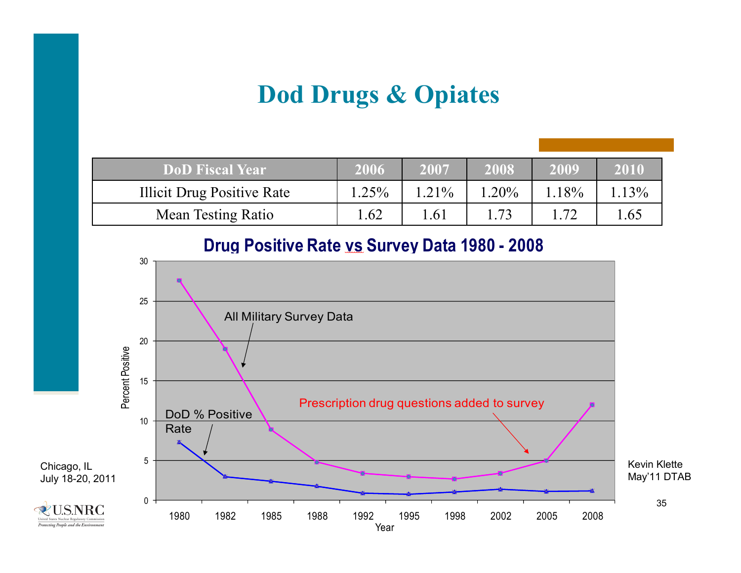# Dod Drugs & Opiates

| DoD Fiscal Year | 2006 | 2007 | 2008 | 2009 | 2010 |
|---|---|---|---|---|---|
| Illicit Drug Positive Rate | 1.25% | 1.21% | 1.20% | 1.18% | 1.13% |
| Mean Testing Ratio | 1.62 | 1.61 | 1.73 | 1.72 | 1.65 |

## Drug Positive Rate vs Survey Data 1980 - 2008

Chicago, IL
July 18-20, 2011

Kevin Klette
May'11 DTAB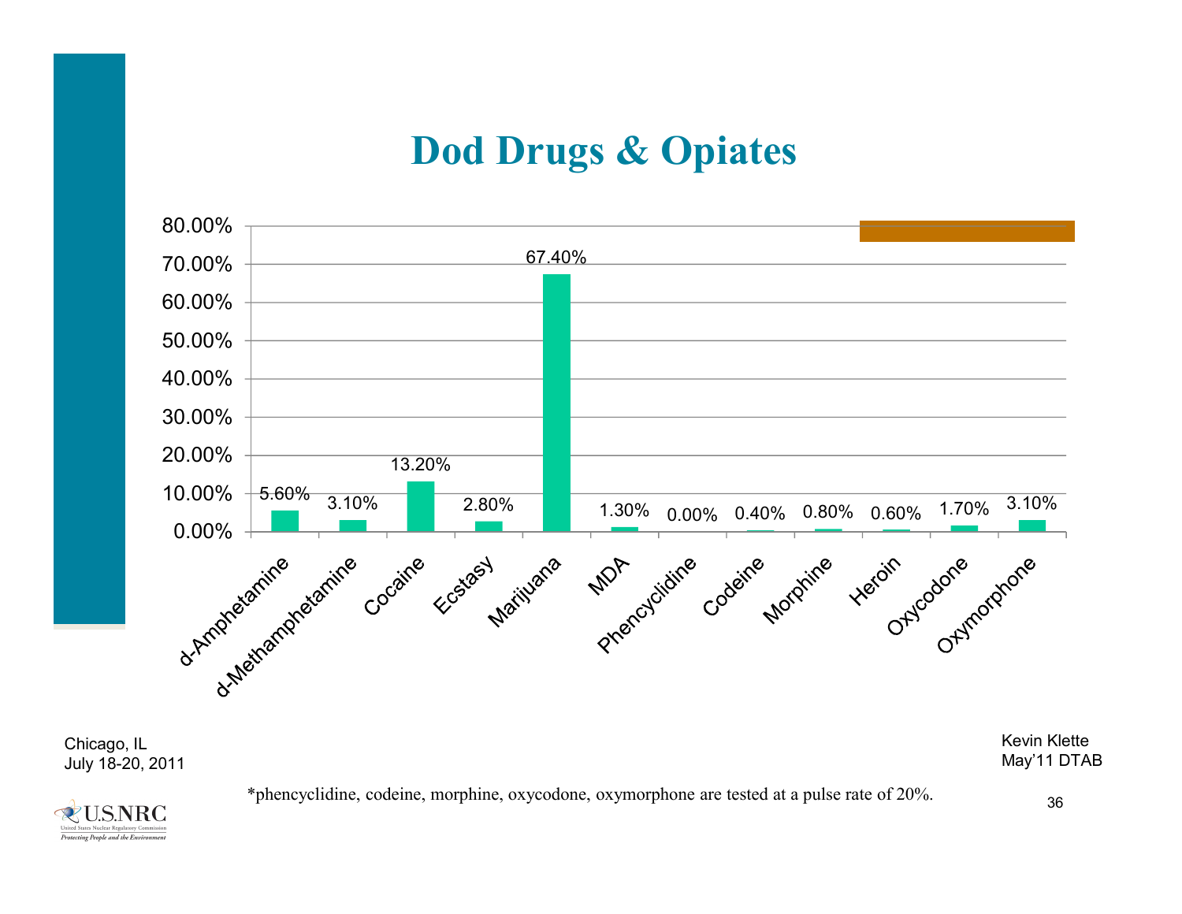# Dod Drugs & Opiates

| Drug | Percentage |
|---|---|
| d-Amphetamine | 5.60% |
| d-Methamphetamine | 3.10% |
| Cocaine | 13.20% |
| Ecstasy | 2.80% |
| Marijuana | 67.40% |
| MDA | 1.30% |
| Phencyclidine | 0.00% |
| Codeine | 0.40% |
| Morphine | 0.80% |
| Heroin | 0.60% |
| Oxycodone | 1.70% |
| Oxymorphone | 3.10% |

Chicago, IL
July 18-20, 2011

Kevin Klette
May'11 DTAB

*phencyclidine, codeine, morphine, oxycodone, oxymorphone are tested at a pulse rate of 20%.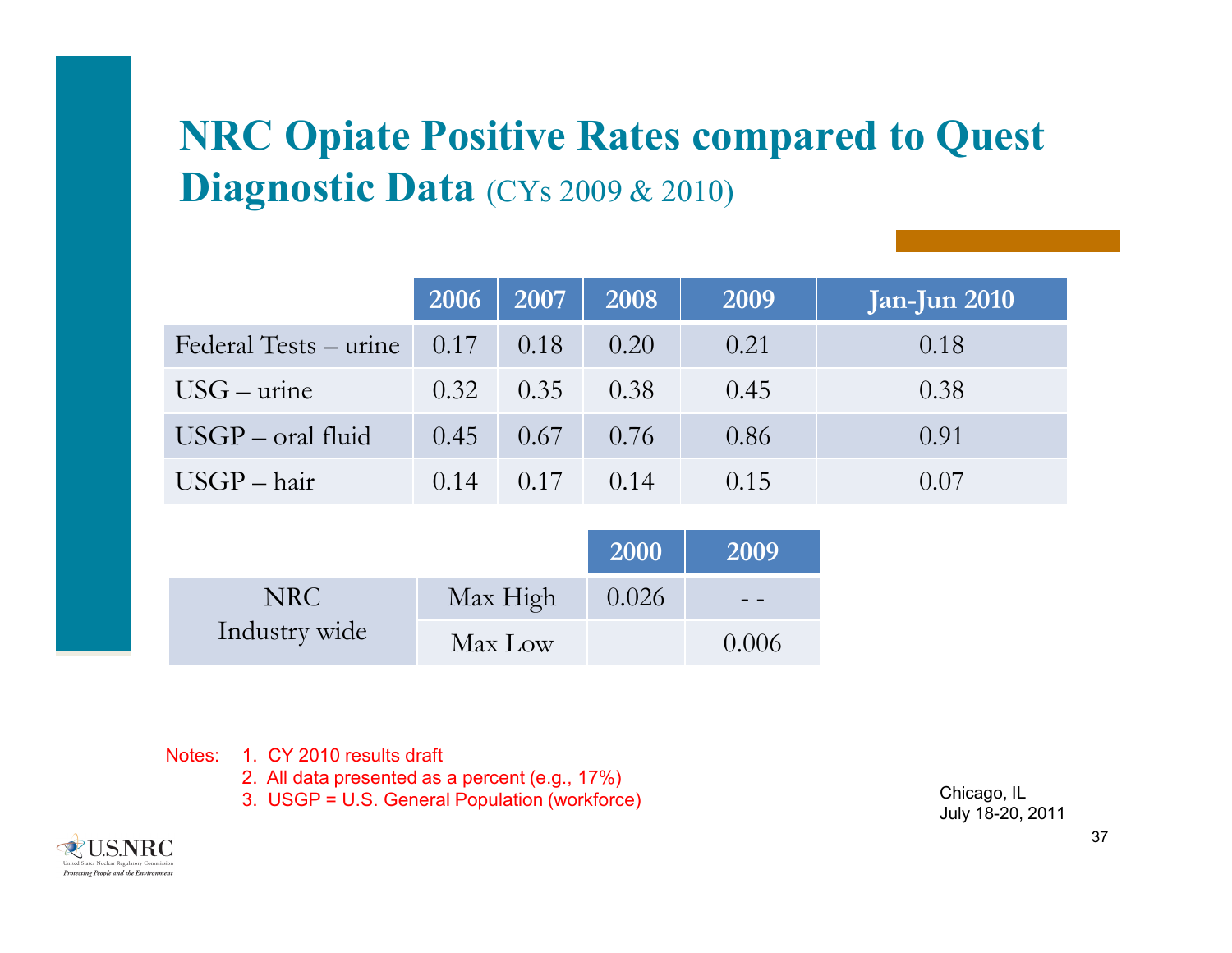# NRC Opiate Positive Rates compared to Quest Diagnostic Data (CYs 2009 & 2010)

| | 2006 | 2007 | 2008 | 2009 | Jan-Jun 2010 |
|---|---|---|---|---|---|
| Federal Tests – urine | 0.17 | 0.18 | 0.20 | 0.21 | 0.18 |
| USG – urine | 0.32 | 0.35 | 0.38 | 0.45 | 0.38 |
| USGP – oral fluid | 0.45 | 0.67 | 0.76 | 0.86 | 0.91 |
| USGP – hair | 0.14 | 0.17 | 0.14 | 0.15 | 0.07 |

| | | 2000 | 2009 |
|---|---|---|---|
| NRC Industry wide | Max High | 0.026 | - - |
| | Max Low | | 0.006 |

Notes:
1. CY 2010 results draft
2. All data presented as a percent (e.g., 17%)
3. USGP = U.S. General Population (workforce)

Chicago, IL
July 18-20, 2011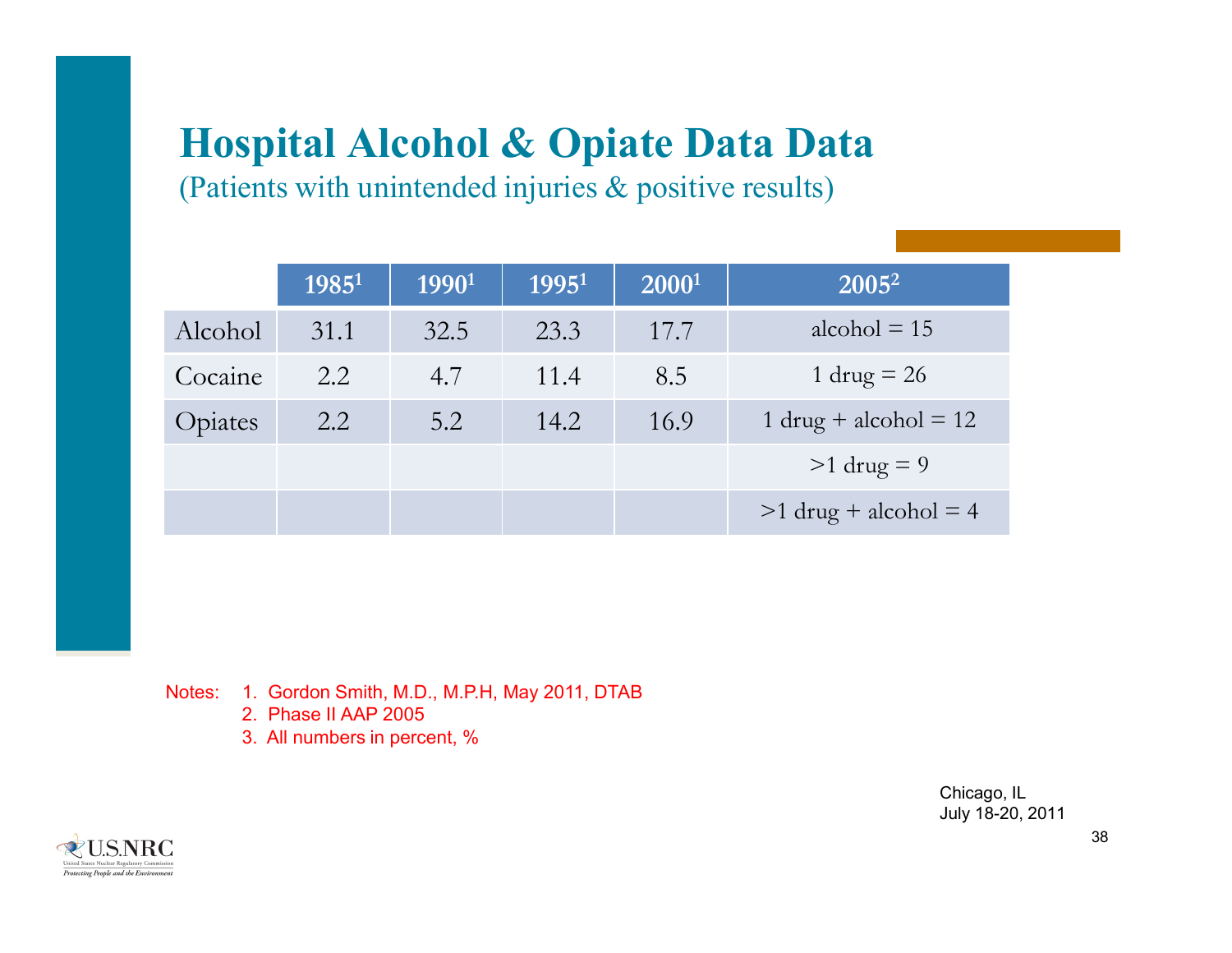# Hospital Alcohol & Opiate Data Data

(Patients with unintended injuries & positive results)

| | 1985[1] | 1990[1] | 1995[1] | 2000[1] | 2005[2] |
|---|---|---|---|---|---|
| Alcohol | 31.1 | 32.5 | 23.3 | 17.7 | alcohol = 15 |
| Cocaine | 2.2 | 4.7 | 11.4 | 8.5 | 1 drug = 26 |
| Opiates | 2.2 | 5.2 | 14.2 | 16.9 | 1 drug + alcohol = 12 |
| | | | | | >1 drug = 9 |
| | | | | | >1 drug + alcohol = 4 |

Notes:
1. Gordon Smith, M.D., M.P.H, May 2011, DTAB
2. Phase II AAP 2005
3. All numbers in percent, %

Chicago, IL
July 18-20, 2011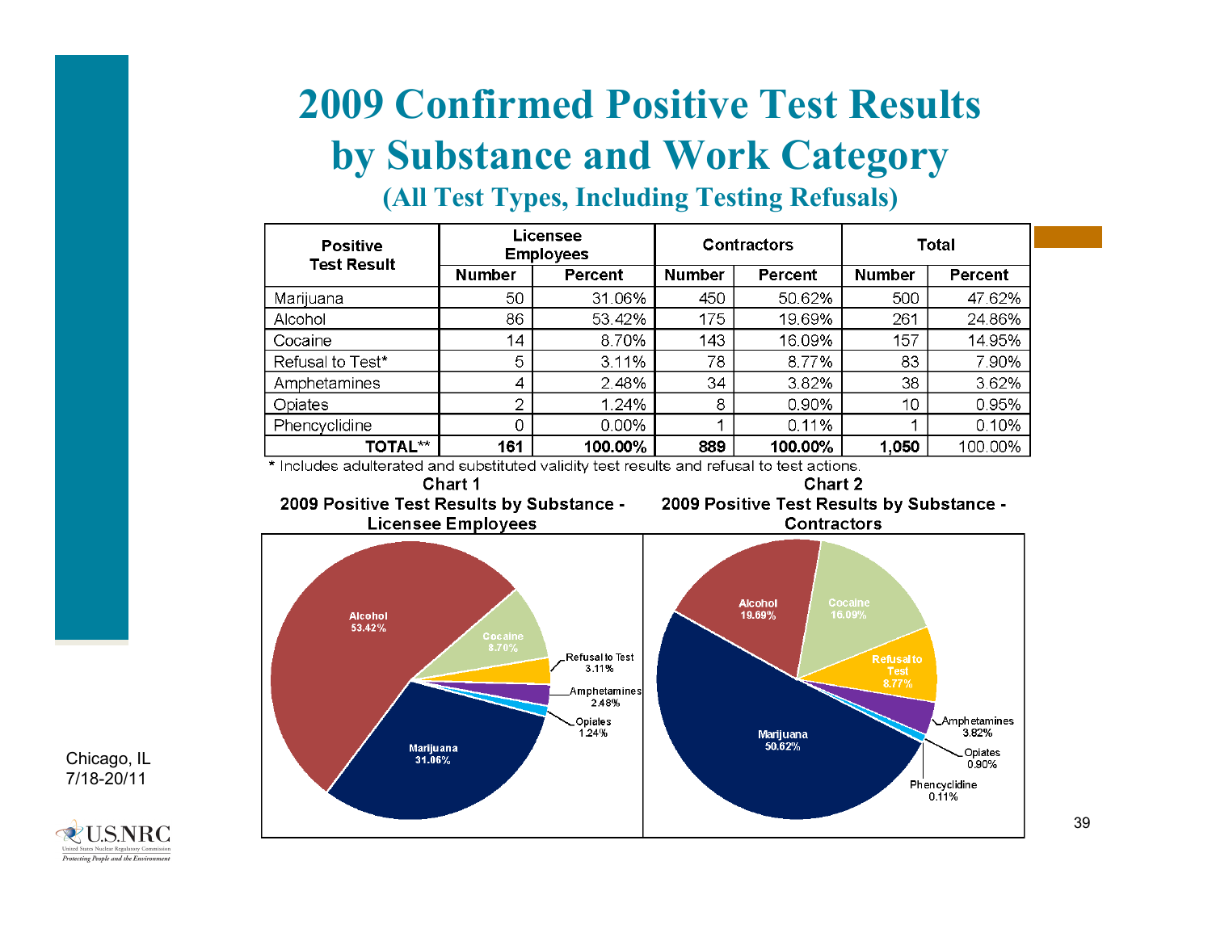# 2009 Confirmed Positive Test Results by Substance and Work Category

### (All Test Types, Including Testing Refusals)

| Positive Test Result | Licensee Employees | | Contractors | | Total | |
|---|---|---|---|---|---|---|
| | Number | Percent | Number | Percent | Number | Percent |
| Marijuana | 50 | 31.06% | 450 | 50.62% | 500 | 47.62% |
| Alcohol | 86 | 53.42% | 175 | 19.69% | 261 | 24.86% |
| Cocaine | 14 | 8.70% | 143 | 16.09% | 157 | 14.95% |
| Refusal to Test* | 5 | 3.11% | 78 | 8.77% | 83 | 7.90% |
| Amphetamines | 4 | 2.48% | 34 | 3.82% | 38 | 3.62% |
| Opiates | 2 | 1.24% | 8 | 0.90% | 10 | 0.95% |
| Phencyclidine | 0 | 0.00% | 1 | 0.11% | 1 | 0.10% |
| **TOTAL**** | **161** | **100.00%** | **889** | **100.00%** | **1,050** | 100.00% |

* Includes adulterated and substituted validity test results and refusal to test actions.

**Chart 1**
**2009 Positive Test Results by Substance - Licensee Employees**

- Alcohol 53.42%
- Marijuana 31.06%
- Cocaine 8.70%
- Refusal to Test 3.11%
- Amphetamines 2.48%
- Opiates 1.24%

**Chart 2**
**2009 Positive Test Results by Substance - Contractors**

- Marijuana 50.62%
- Alcohol 19.69%
- Cocaine 16.09%
- Refusal to Test 8.77%
- Amphetamines 3.82%
- Opiates 0.90%
- Phencyclidine 0.11%

Chicago, IL
7/18-20/11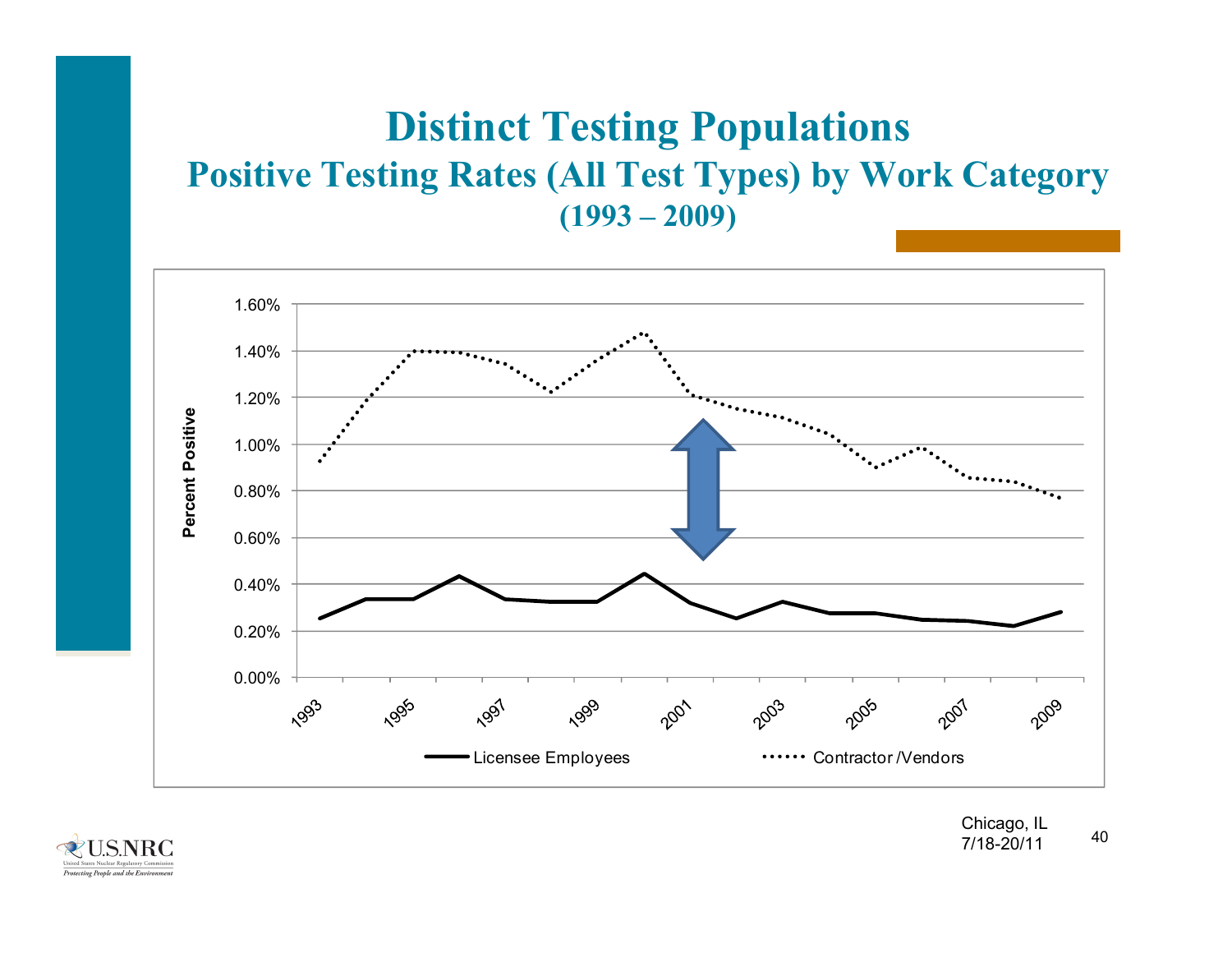# Distinct Testing Populations

## Positive Testing Rates (All Test Types) by Work Category

### (1993 – 2009)

Percent Positive

1.60%
1.40%
1.20%
1.00%
0.80%
0.60%
0.40%
0.20%
0.00%

1993 1995 1997 1999 2001 2003 2005 2007 2009

Licensee Employees
Contractor /Vendors

Chicago, IL
7/18-20/11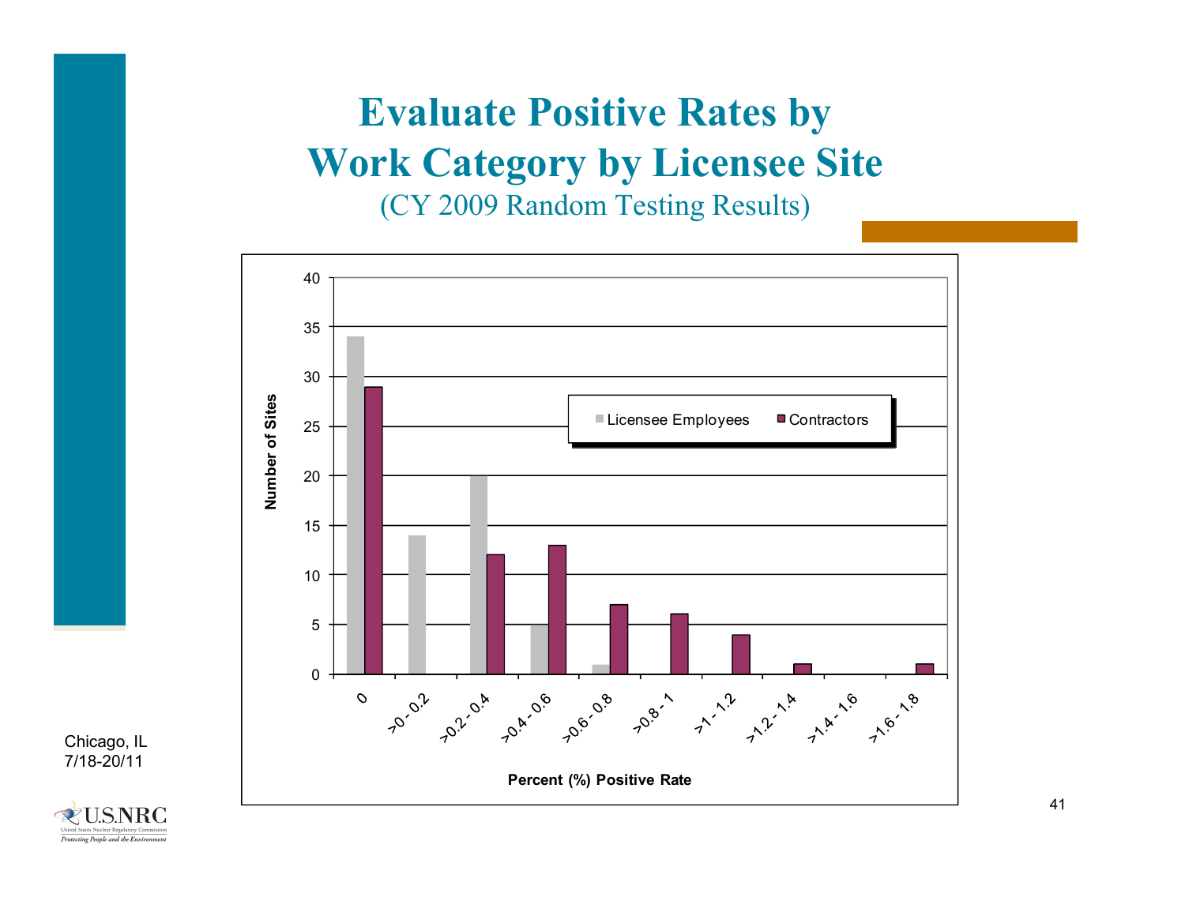# Evaluate Positive Rates by Work Category by Licensee Site

(CY 2009 Random Testing Results)

| Percent (%) Positive Rate | Licensee Employees | Contractors |
|---|---|---|
| 0 | 34 | 29 |
| >0 - 0.2 | 14 | 0 |
| >0.2 - 0.4 | 20 | 12 |
| >0.4 - 0.6 | 5 | 13 |
| >0.6 - 0.8 | 1 | 7 |
| >0.8 - 1 | 0 | 6 |
| >1 - 1.2 | 0 | 4 |
| >1.2 - 1.4 | 0 | 1 |
| >1.4 - 1.6 | 0 | 0 |
| >1.6 - 1.8 | 0 | 1 |

Chicago, IL
7/18-20/11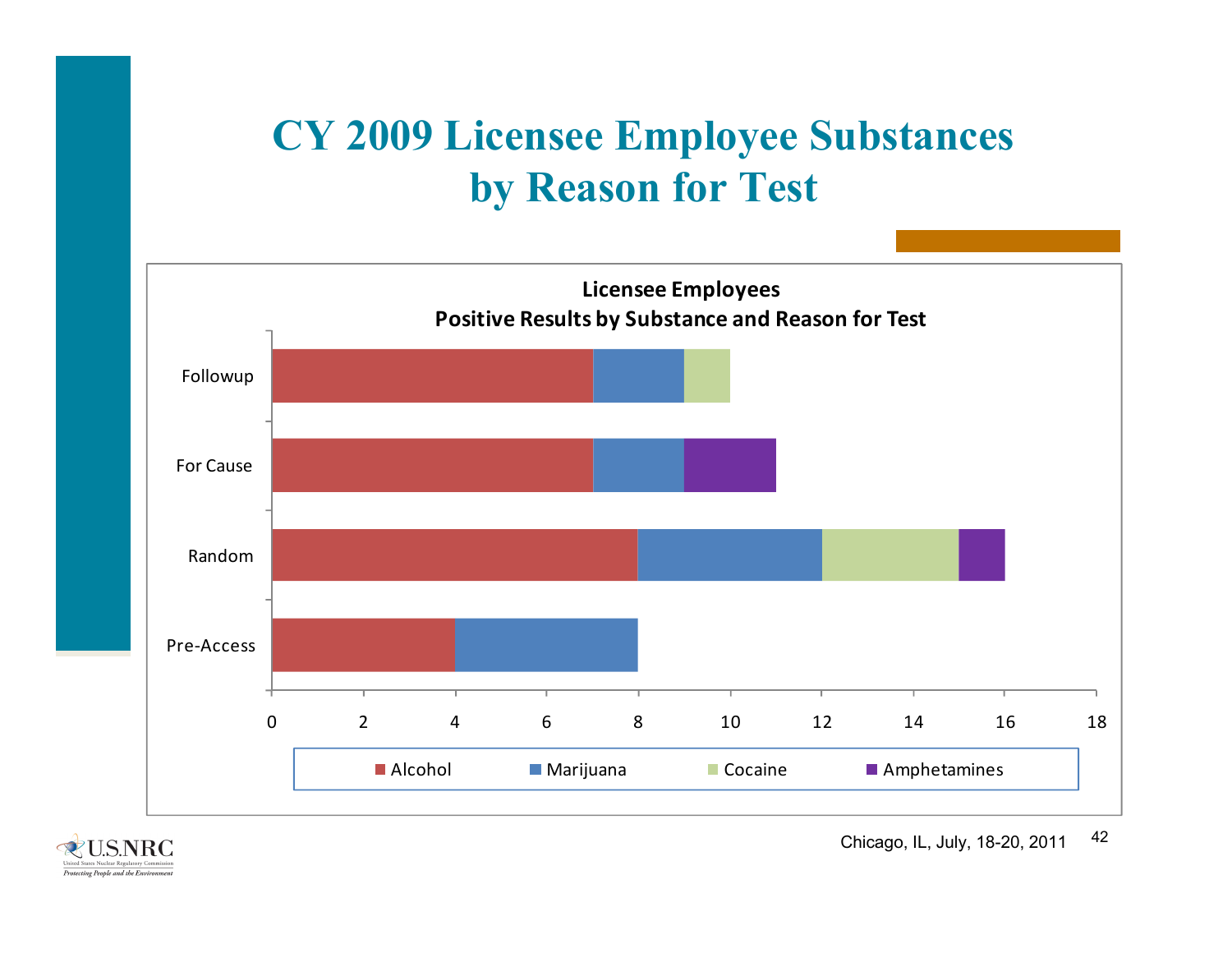# CY 2009 Licensee Employee Substances by Reason for Test

**Licensee Employees**
**Positive Results by Substance and Reason for Test**

| Reason for Test | Alcohol | Marijuana | Cocaine | Amphetamines |
|---|---|---|---|---|
| Followup | 7 | 2 | 1 | 0 |
| For Cause | 7 | 2 | 0 | 2 |
| Random | 8 | 4 | 3 | 1 |
| Pre-Access | 4 | 4 | 0 | 0 |

Chicago, IL, July, 18-20, 2011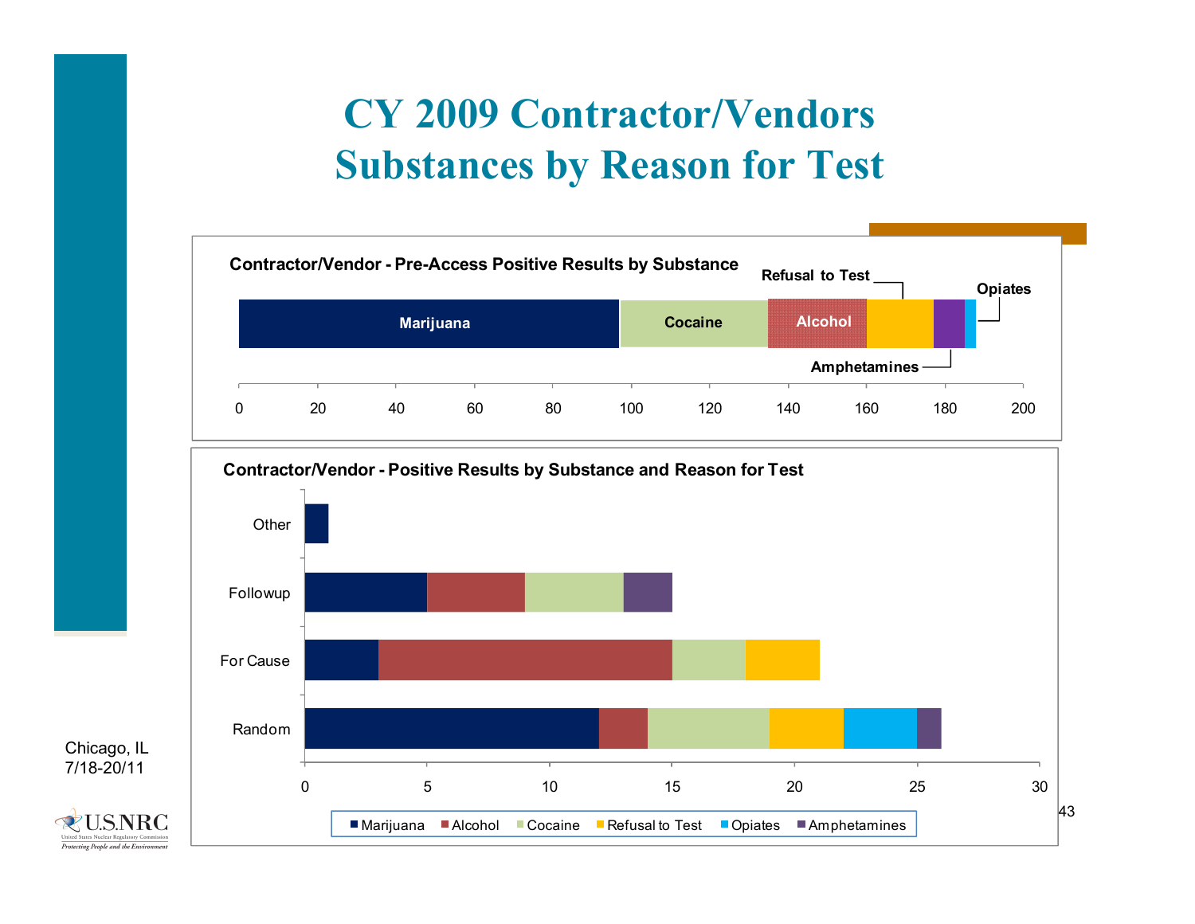# CY 2009 Contractor/Vendors Substances by Reason for Test

**Contractor/Vendor - Pre-Access Positive Results by Substance**

Marijuana | Cocaine | Alcohol | Refusal to Test | Amphetamines | Opiates

0 20 40 60 80 100 120 140 160 180 200

**Contractor/Vendor - Positive Results by Substance and Reason for Test**

Other

Followup

For Cause

Random

0 5 10 15 20 25 30

■ Marijuana ■ Alcohol ■ Cocaine ■ Refusal to Test ■ Opiates ■ Amphetamines

Chicago, IL
7/18-20/11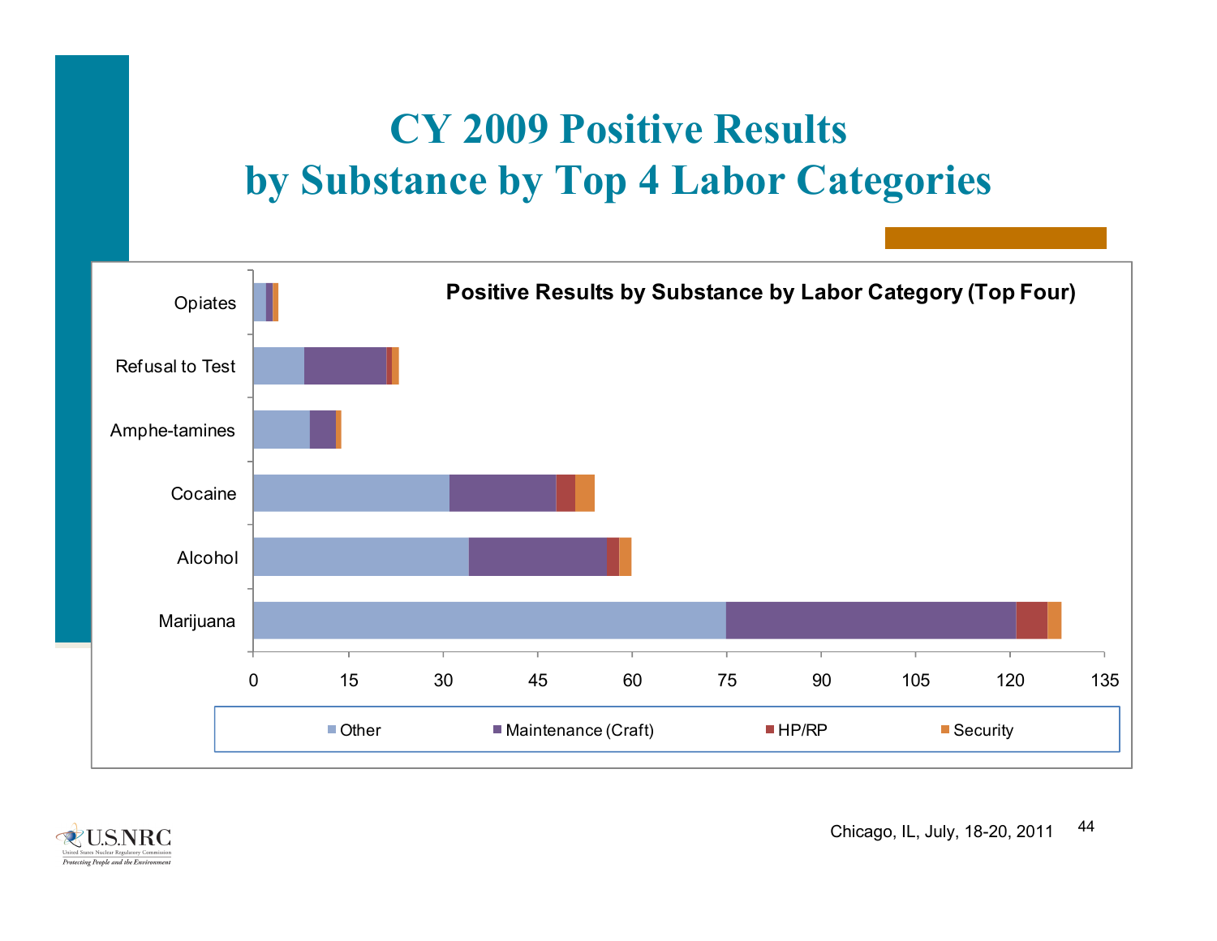# CY 2009 Positive Results by Substance by Top 4 Labor Categories

**Positive Results by Substance by Labor Category (Top Four)**

Categories: Opiates, Refusal to Test, Amphe-tamines, Cocaine, Alcohol, Marijuana

X-axis: 0, 15, 30, 45, 60, 75, 90, 105, 120, 135

Legend: Other, Maintenance (Craft), HP/RP, Security

Chicago, IL, July, 18-20, 2011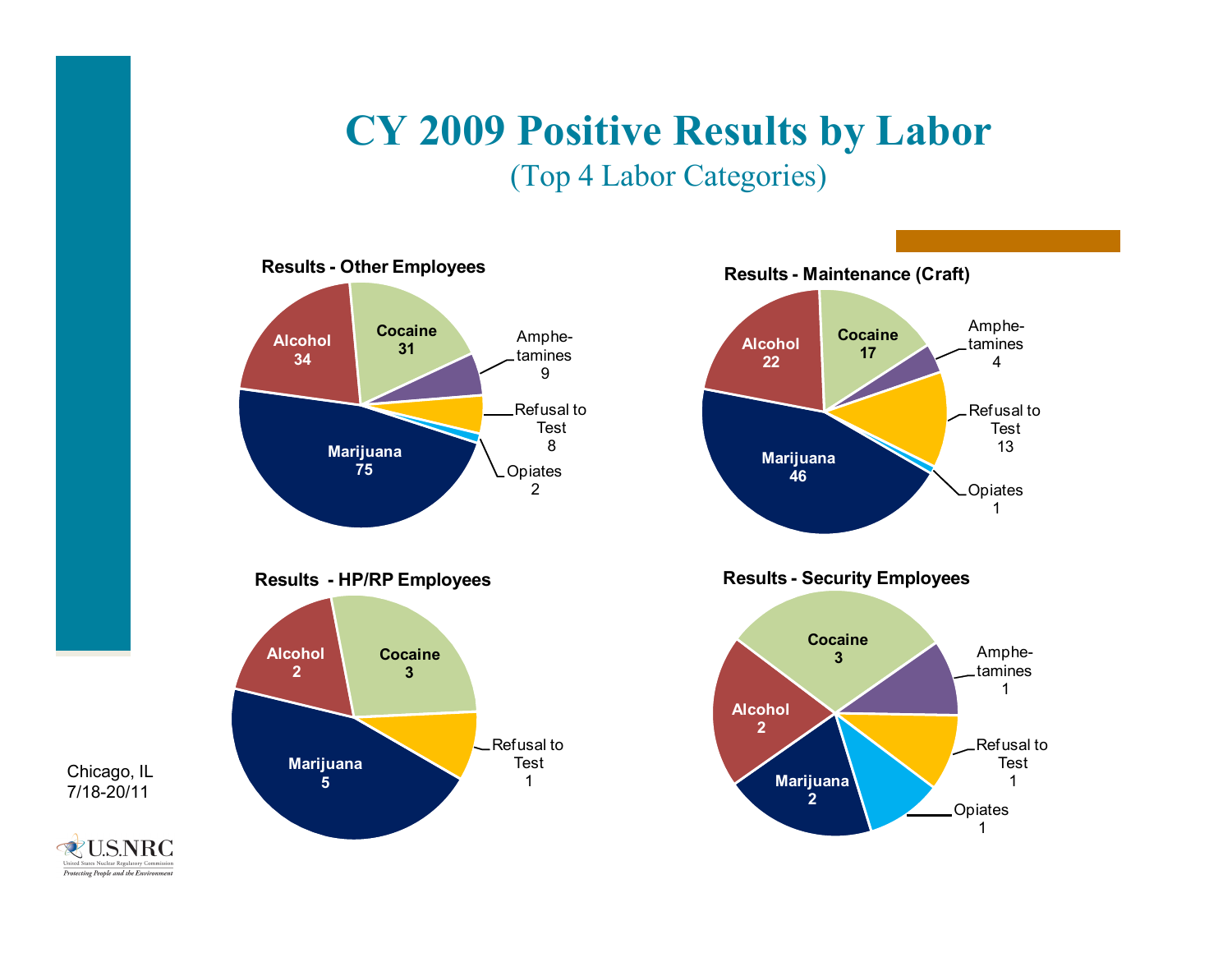# CY 2009 Positive Results by Labor

(Top 4 Labor Categories)

### Results - Other Employees

| Category | Count |
|---|---|
| Alcohol | 34 |
| Cocaine | 31 |
| Amphetamines | 9 |
| Refusal to Test | 8 |
| Opiates | 2 |
| Marijuana | 75 |

### Results - Maintenance (Craft)

| Category | Count |
|---|---|
| Alcohol | 22 |
| Cocaine | 17 |
| Amphetamines | 4 |
| Refusal to Test | 13 |
| Opiates | 1 |
| Marijuana | 46 |

### Results - HP/RP Employees

| Category | Count |
|---|---|
| Alcohol | 2 |
| Cocaine | 3 |
| Refusal to Test | 1 |
| Marijuana | 5 |

### Results - Security Employees

| Category | Count |
|---|---|
| Cocaine | 3 |
| Amphetamines | 1 |
| Alcohol | 2 |
| Refusal to Test | 1 |
| Marijuana | 2 |
| Opiates | 1 |

Chicago, IL
7/18-20/11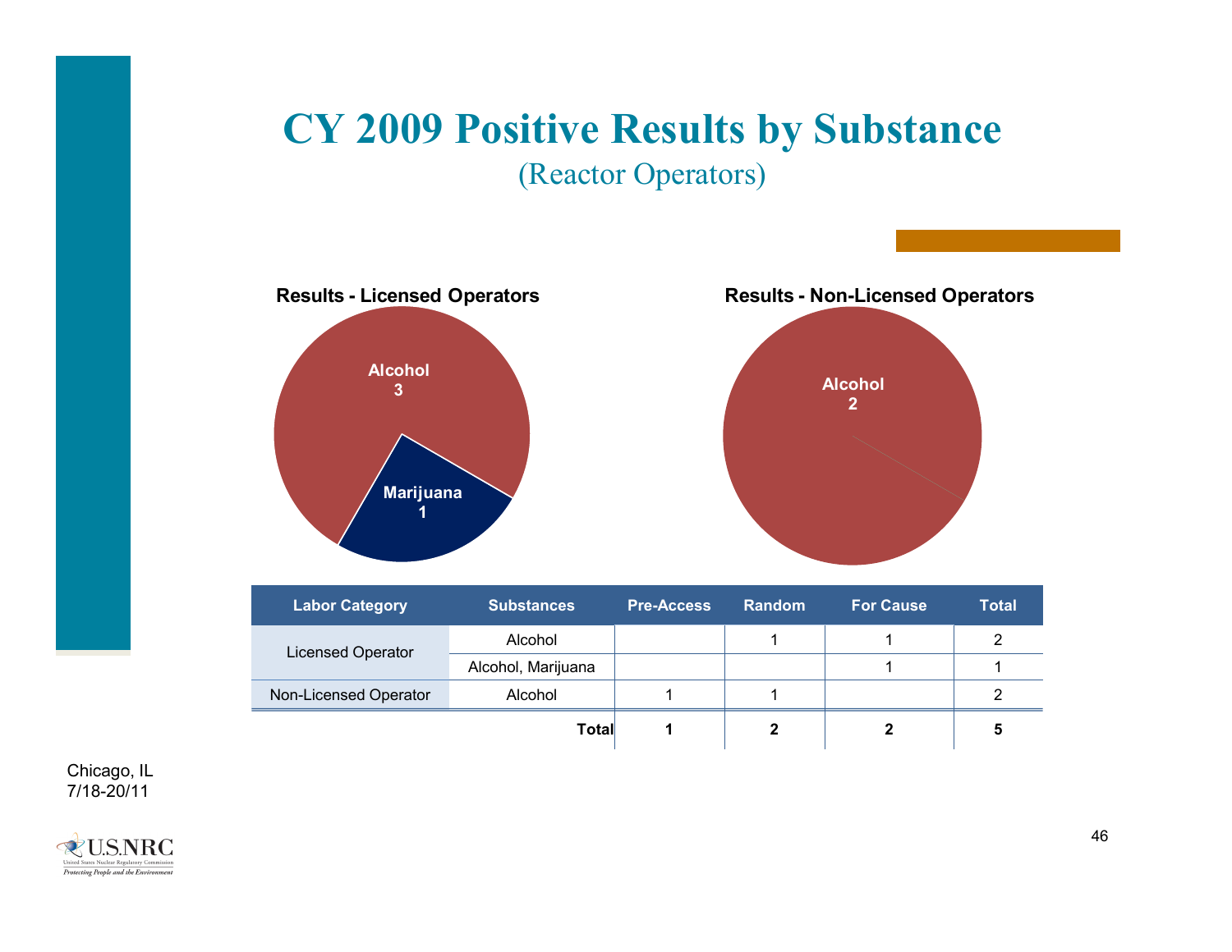# CY 2009 Positive Results by Substance

(Reactor Operators)

**Results - Licensed Operators**

Alcohol 3

Marijuana 1

**Results - Non-Licensed Operators**

Alcohol 2

| Labor Category | Substances | Pre-Access | Random | For Cause | Total |
|---|---|---|---|---|---|
| Licensed Operator | Alcohol | | 1 | 1 | 2 |
| | Alcohol, Marijuana | | | 1 | 1 |
| Non-Licensed Operator | Alcohol | 1 | 1 | | 2 |
| | **Total** | **1** | **2** | **2** | **5** |

Chicago, IL
7/18-20/11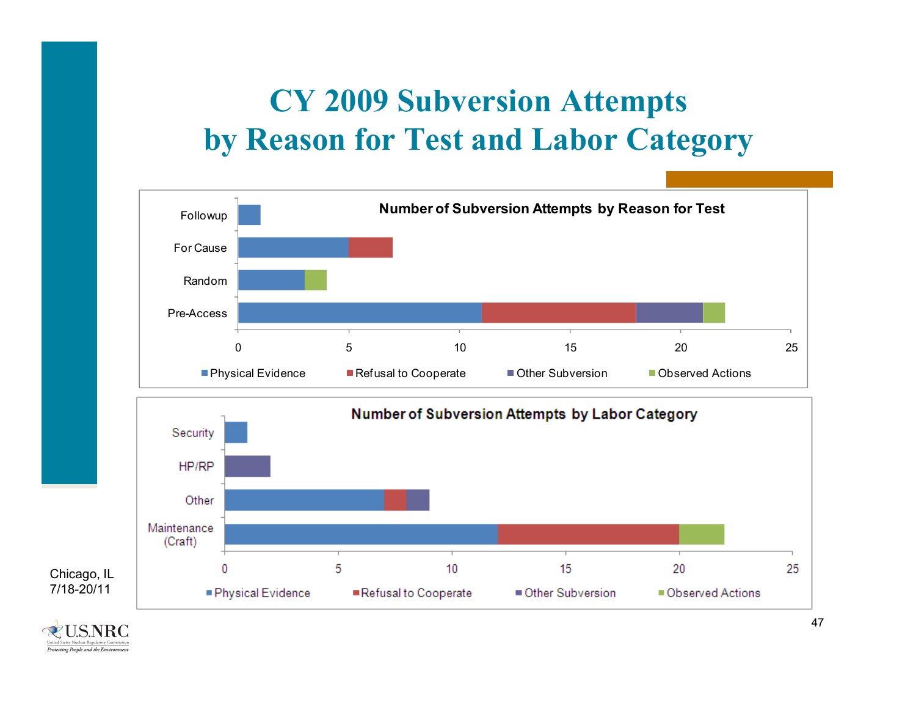# CY 2009 Subversion Attempts by Reason for Test and Labor Category

**Number of Subversion Attempts by Reason for Test**

| Reason for Test | Physical Evidence | Refusal to Cooperate | Other Subversion | Observed Actions |
|---|---|---|---|---|
| Followup | 1 | | | |
| For Cause | 5 | 2 | | |
| Random | 3 | | | 1 |
| Pre-Access | 11 | 7 | 3 | 1 |

**Number of Subversion Attempts by Labor Category**

| Labor Category | Physical Evidence | Refusal to Cooperate | Other Subversion | Observed Actions |
|---|---|---|---|---|
| Security | 1 | | | |
| HP/RP | | | 2 | |
| Other | 7 | 1 | 1 | |
| Maintenance (Craft) | 12 | 8 | | 2 |

Chicago, IL
7/18-20/11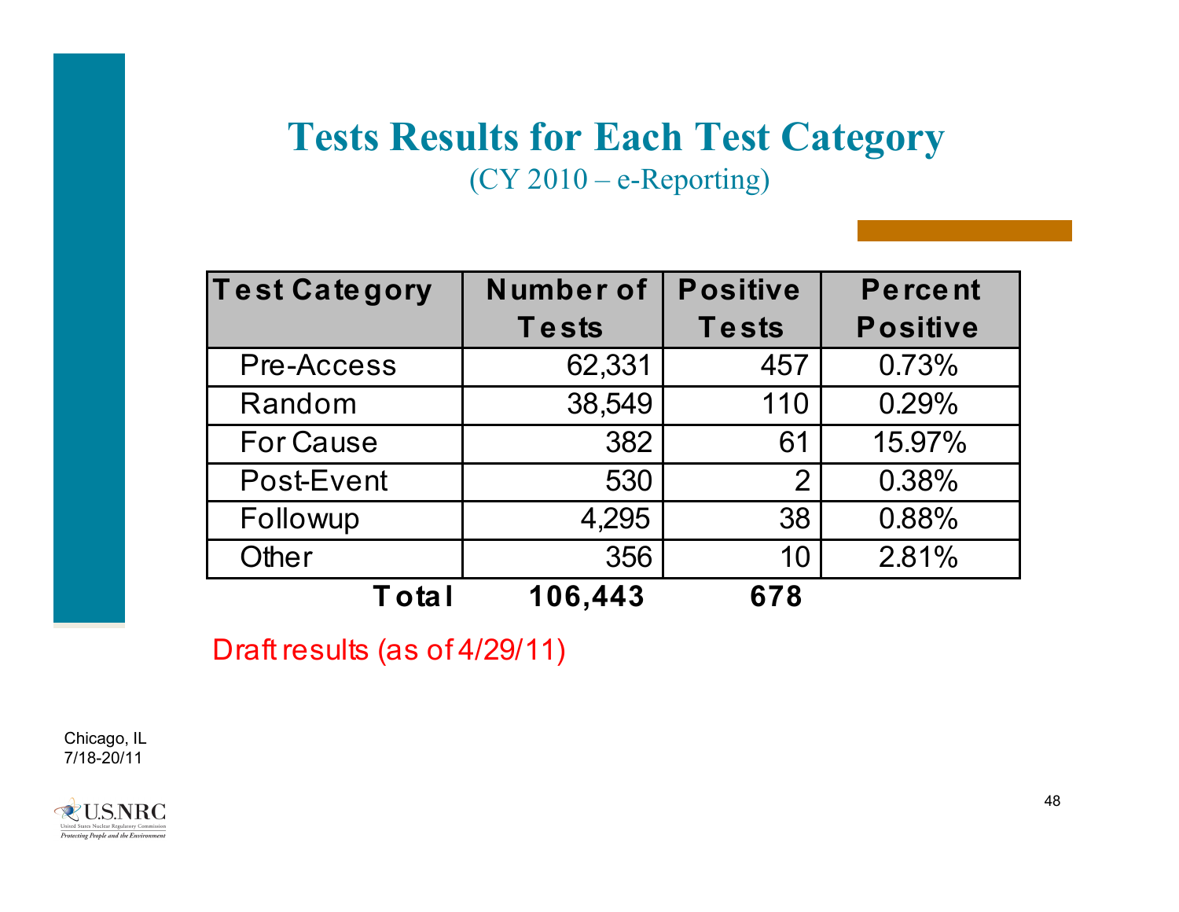# Tests Results for Each Test Category

(CY 2010 – e-Reporting)

| Test Category | Number of Tests | Positive Tests | Percent Positive |
|---|---|---|---|
| Pre-Access | 62,331 | 457 | 0.73% |
| Random | 38,549 | 110 | 0.29% |
| For Cause | 382 | 61 | 15.97% |
| Post-Event | 530 | 2 | 0.38% |
| Followup | 4,295 | 38 | 0.88% |
| Other | 356 | 10 | 2.81% |
| **Total** | **106,443** | **678** | |

Draft results (as of 4/29/11)

Chicago, IL
7/18-20/11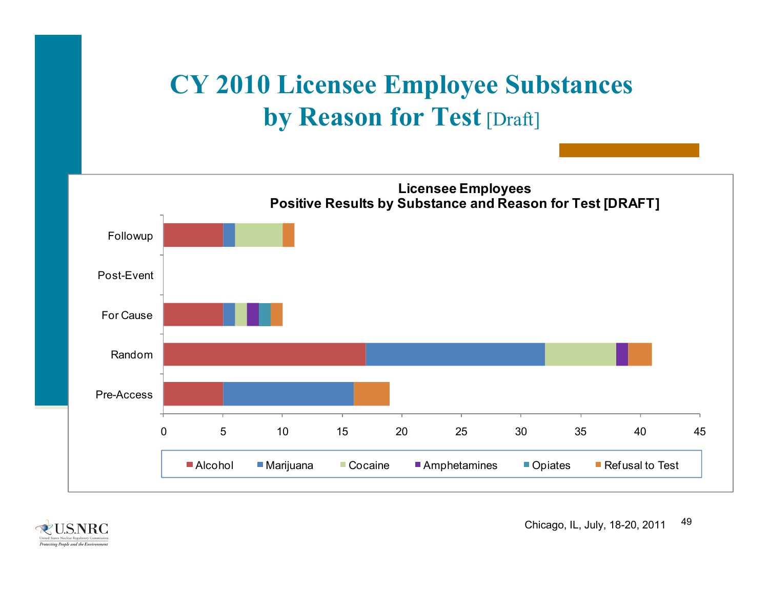# CY 2010 Licensee Employee Substances by Reason for Test [Draft]

**Licensee Employees**
**Positive Results by Substance and Reason for Test [DRAFT]**

| Reason for Test | Alcohol | Marijuana | Cocaine | Amphetamines | Opiates | Refusal to Test |
|---|---|---|---|---|---|---|
| Followup | 5 | 1 | 4 | | | 1 |
| Post-Event | | | | | | |
| For Cause | 5 | 1 | 1 | 1 | 1 | 1 |
| Random | 17 | 15 | 6 | 1 | | 2 |
| Pre-Access | 5 | 11 | | | | 3 |

Chicago, IL, July, 18-20, 2011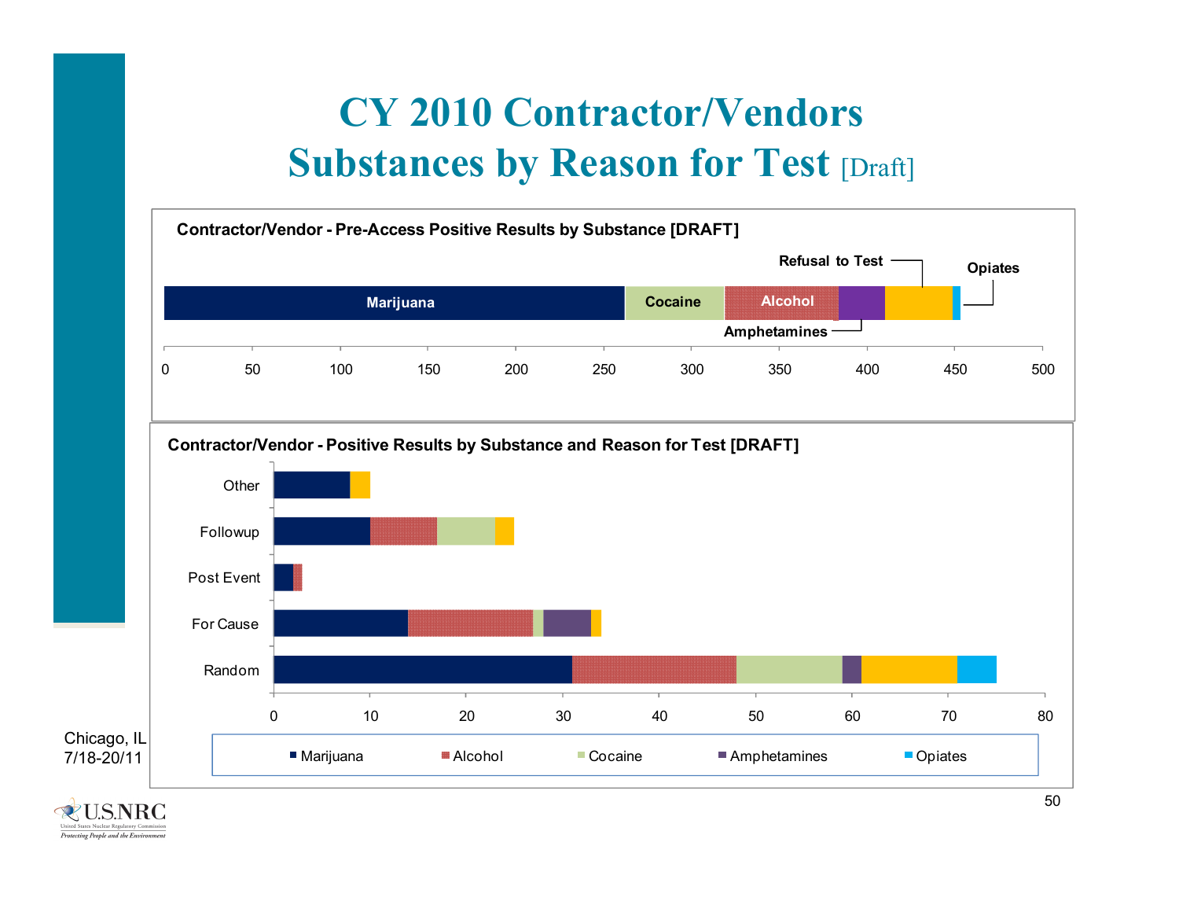# CY 2010 Contractor/Vendors Substances by Reason for Test [Draft]

**Contractor/Vendor - Pre-Access Positive Results by Substance [DRAFT]**

Marijuana, Cocaine, Alcohol, Amphetamines, Refusal to Test, Opiates

0, 50, 100, 150, 200, 250, 300, 350, 400, 450, 500

**Contractor/Vendor - Positive Results by Substance and Reason for Test [DRAFT]**

Other, Followup, Post Event, For Cause, Random

0, 10, 20, 30, 40, 50, 60, 70, 80

Marijuana, Alcohol, Cocaine, Amphetamines, Opiates

Chicago, IL
7/18-20/11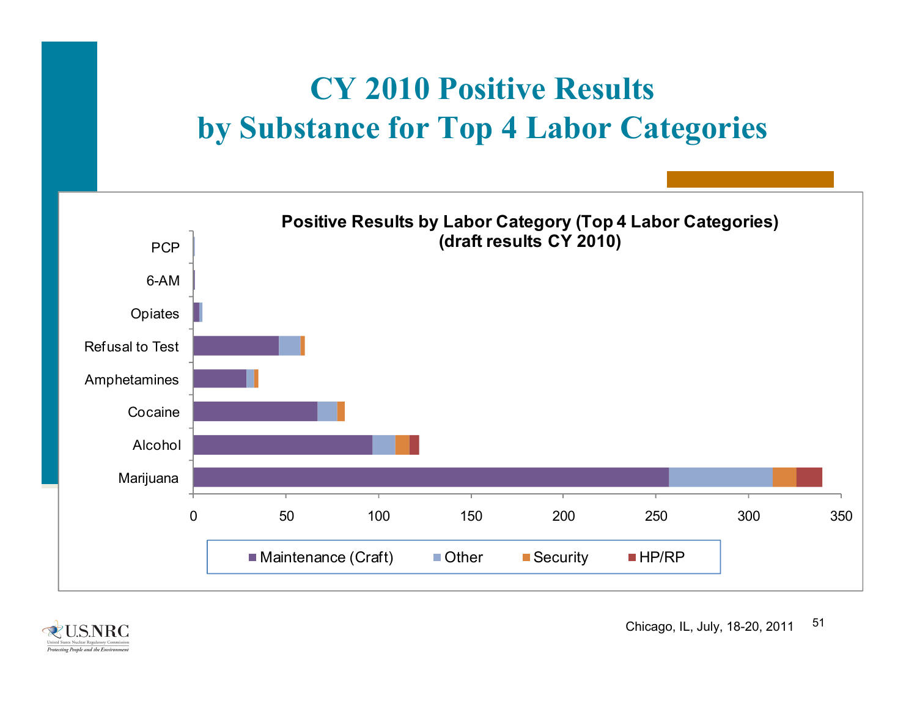# CY 2010 Positive Results by Substance for Top 4 Labor Categories

**Positive Results by Labor Category (Top 4 Labor Categories) (draft results CY 2010)**

Y-axis categories: PCP, 6-AM, Opiates, Refusal to Test, Amphetamines, Cocaine, Alcohol, Marijuana

X-axis: 0, 50, 100, 150, 200, 250, 300, 350

Legend: Maintenance (Craft), Other, Security, HP/RP

Chicago, IL, July, 18-20, 2011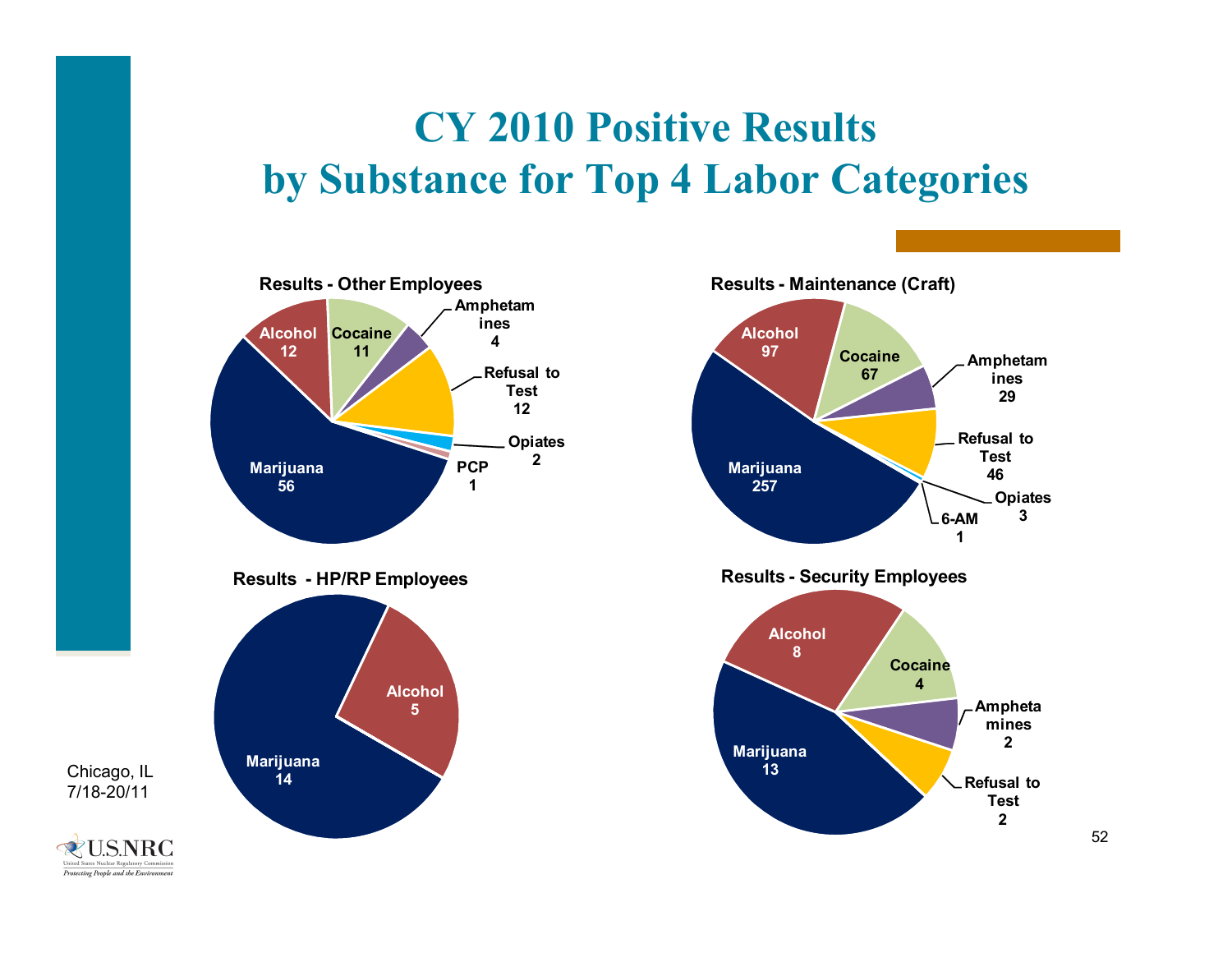# CY 2010 Positive Results by Substance for Top 4 Labor Categories

**Results - Other Employees**

| Substance | Count |
| --- | --- |
| Marijuana | 56 |
| Alcohol | 12 |
| Cocaine | 11 |
| Amphetamines | 4 |
| Refusal to Test | 12 |
| Opiates | 2 |
| PCP | 1 |

**Results - Maintenance (Craft)**

| Substance | Count |
| --- | --- |
| Marijuana | 257 |
| Alcohol | 97 |
| Cocaine | 67 |
| Amphetamines | 29 |
| Refusal to Test | 46 |
| Opiates | 3 |
| 6-AM | 1 |

**Results - HP/RP Employees**

| Substance | Count |
| --- | --- |
| Marijuana | 14 |
| Alcohol | 5 |

**Results - Security Employees**

| Substance | Count |
| --- | --- |
| Marijuana | 13 |
| Alcohol | 8 |
| Cocaine | 4 |
| Amphetamines | 2 |
| Refusal to Test | 2 |

Chicago, IL
7/18-20/11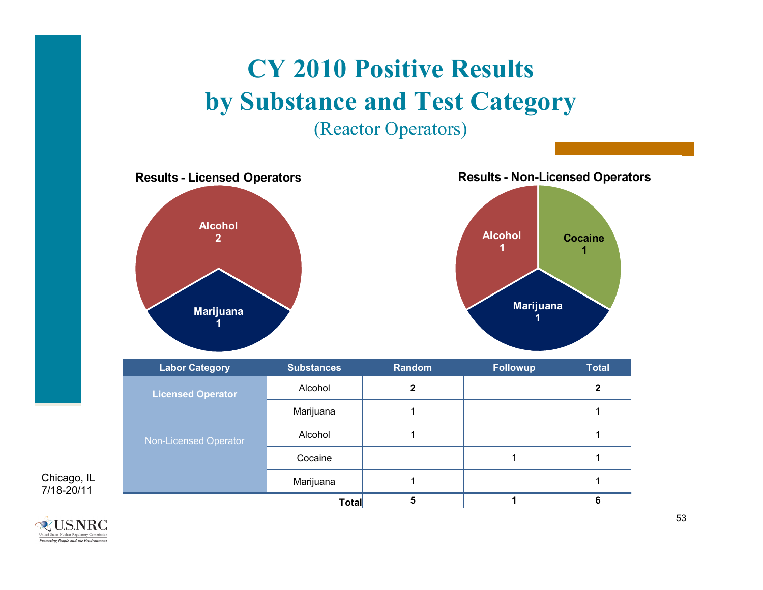# CY 2010 Positive Results by Substance and Test Category

(Reactor Operators)

**Results - Licensed Operators**

Alcohol
2

Marijuana
1

**Results - Non-Licensed Operators**

Alcohol
1

Cocaine
1

Marijuana
1

| Labor Category | Substances | Random | Followup | Total |
|---|---|---|---|---|
| Licensed Operator | Alcohol | **2** | | **2** |
| | Marijuana | 1 | | 1 |
| Non-Licensed Operator | Alcohol | 1 | | 1 |
| | Cocaine | | 1 | 1 |
| | Marijuana | 1 | | 1 |
| | **Total** | **5** | **1** | **6** |

Chicago, IL
7/18-20/11